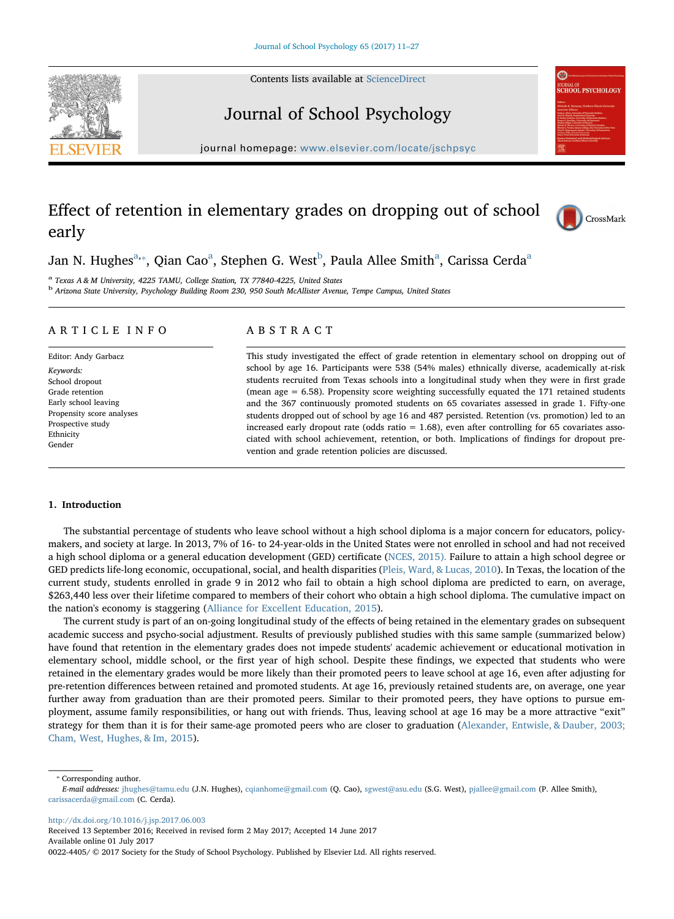# Effect of retention in elementary grades on dropping out of school early

Jan N. Hughes[a,*], Qian Cao[a], Stephen G. West[b], Paula Allee Smith[a], Carissa Cerda[a]

[a] Texas A & M University, 4225 TAMU, College Station, TX 77840-4225, United States
[b] Arizona State University, Psychology Building Room 230, 950 South McAllister Avenue, Tempe Campus, United States

## ARTICLE INFO

Editor: Andy Garbacz

*Keywords:*
School dropout
Grade retention
Early school leaving
Propensity score analyses
Prospective study
Ethnicity
Gender

## ABSTRACT

This study investigated the effect of grade retention in elementary school on dropping out of school by age 16. Participants were 538 (54% males) ethnically diverse, academically at-risk students recruited from Texas schools into a longitudinal study when they were in first grade (mean age = 6.58). Propensity score weighting successfully equated the 171 retained students and the 367 continuously promoted students on 65 covariates assessed in grade 1. Fifty-one students dropped out of school by age 16 and 487 persisted. Retention (vs. promotion) led to an increased early dropout rate (odds ratio = 1.68), even after controlling for 65 covariates associated with school achievement, retention, or both. Implications of findings for dropout prevention and grade retention policies are discussed.

## 1. Introduction

The substantial percentage of students who leave school without a high school diploma is a major concern for educators, policy-makers, and society at large. In 2013, 7% of 16- to 24-year-olds in the United States were not enrolled in school and had not received a high school diploma or a general education development (GED) certificate (NCES, 2015). Failure to attain a high school degree or GED predicts life-long economic, occupational, social, and health disparities (Pleis, Ward, & Lucas, 2010). In Texas, the location of the current study, students enrolled in grade 9 in 2012 who fail to obtain a high school diploma are predicted to earn, on average, $263,440 less over their lifetime compared to members of their cohort who obtain a high school diploma. The cumulative impact on the nation's economy is staggering (Alliance for Excellent Education, 2015).

The current study is part of an on-going longitudinal study of the effects of being retained in the elementary grades on subsequent academic success and psycho-social adjustment. Results of previously published studies with this same sample (summarized below) have found that retention in the elementary grades does not impede students' academic achievement or educational motivation in elementary school, middle school, or the first year of high school. Despite these findings, we expected that students who were retained in the elementary grades would be more likely than their promoted peers to leave school at age 16, even after adjusting for pre-retention differences between retained and promoted students. At age 16, previously retained students are, on average, one year further away from graduation than are their promoted peers. Similar to their promoted peers, they have options to pursue employment, assume family responsibilities, or hang out with friends. Thus, leaving school at age 16 may be a more attractive "exit" strategy for them than it is for their same-age promoted peers who are closer to graduation (Alexander, Entwisle, & Dauber, 2003; Cham, West, Hughes, & Im, 2015).

* Corresponding author.
*E-mail addresses:* jhughes@tamu.edu (J.N. Hughes), cqianhome@gmail.com (Q. Cao), sgwest@asu.edu (S.G. West), pjallee@gmail.com (P. Allee Smith), carissacerda@gmail.com (C. Cerda).

http://dx.doi.org/10.1016/j.jsp.2017.06.003
Received 13 September 2016; Received in revised form 2 May 2017; Accepted 14 June 2017
Available online 01 July 2017
0022-4405/ © 2017 Society for the Study of School Psychology. Published by Elsevier Ltd. All rights reserved.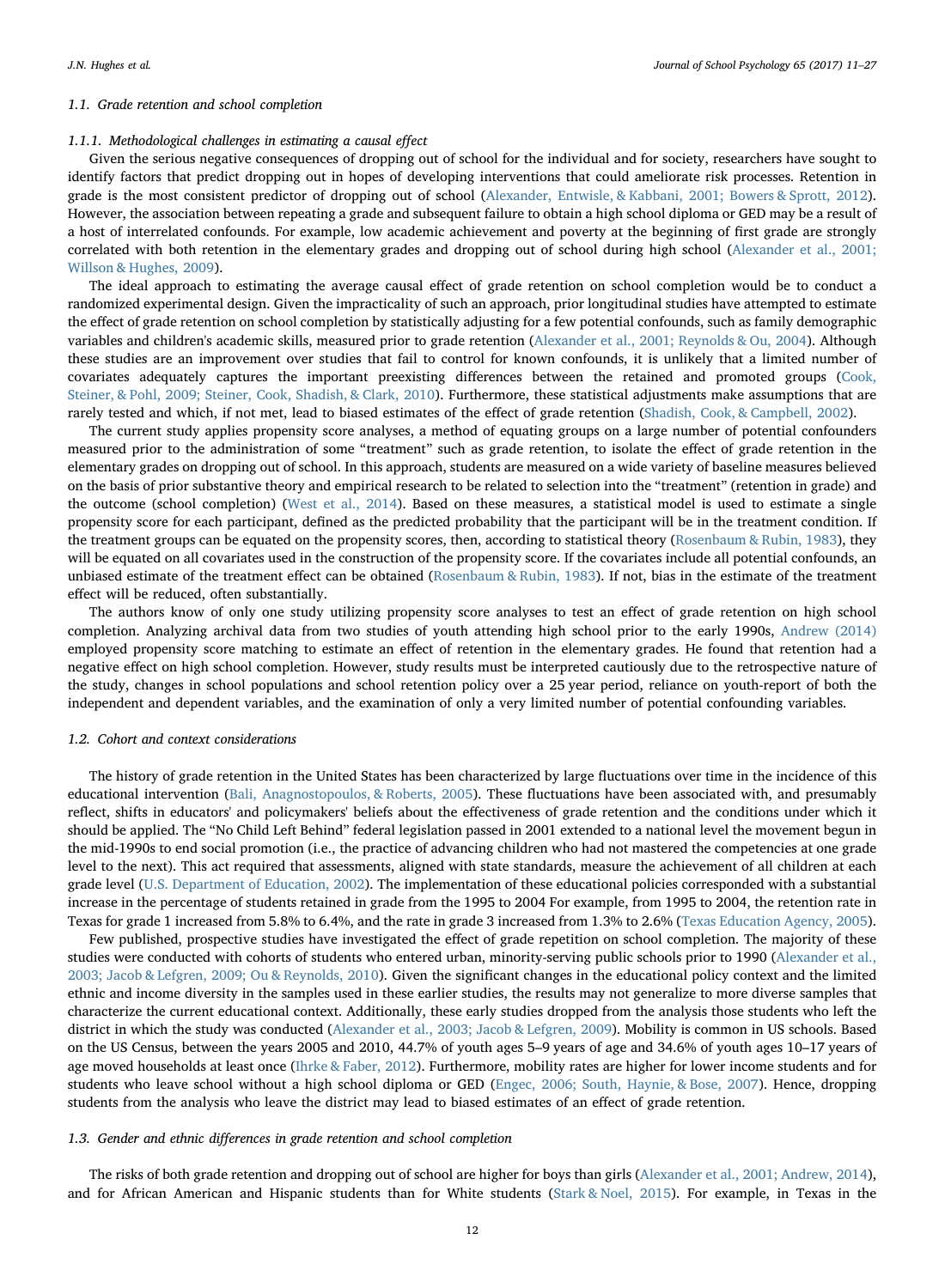### 1.1. Grade retention and school completion

#### 1.1.1. Methodological challenges in estimating a causal effect

Given the serious negative consequences of dropping out of school for the individual and for society, researchers have sought to identify factors that predict dropping out in hopes of developing interventions that could ameliorate risk processes. Retention in grade is the most consistent predictor of dropping out of school (Alexander, Entwisle, & Kabbani, 2001; Bowers & Sprott, 2012). However, the association between repeating a grade and subsequent failure to obtain a high school diploma or GED may be a result of a host of interrelated confounds. For example, low academic achievement and poverty at the beginning of first grade are strongly correlated with both retention in the elementary grades and dropping out of school during high school (Alexander et al., 2001; Willson & Hughes, 2009).

The ideal approach to estimating the average causal effect of grade retention on school completion would be to conduct a randomized experimental design. Given the impracticality of such an approach, prior longitudinal studies have attempted to estimate the effect of grade retention on school completion by statistically adjusting for a few potential confounds, such as family demographic variables and children's academic skills, measured prior to grade retention (Alexander et al., 2001; Reynolds & Ou, 2004). Although these studies are an improvement over studies that fail to control for known confounds, it is unlikely that a limited number of covariates adequately captures the important preexisting differences between the retained and promoted groups (Cook, Steiner, & Pohl, 2009; Steiner, Cook, Shadish, & Clark, 2010). Furthermore, these statistical adjustments make assumptions that are rarely tested and which, if not met, lead to biased estimates of the effect of grade retention (Shadish, Cook, & Campbell, 2002).

The current study applies propensity score analyses, a method of equating groups on a large number of potential confounders measured prior to the administration of some "treatment" such as grade retention, to isolate the effect of grade retention in the elementary grades on dropping out of school. In this approach, students are measured on a wide variety of baseline measures believed on the basis of prior substantive theory and empirical research to be related to selection into the "treatment" (retention in grade) and the outcome (school completion) (West et al., 2014). Based on these measures, a statistical model is used to estimate a single propensity score for each participant, defined as the predicted probability that the participant will be in the treatment condition. If the treatment groups can be equated on the propensity scores, then, according to statistical theory (Rosenbaum & Rubin, 1983), they will be equated on all covariates used in the construction of the propensity score. If the covariates include all potential confounds, an unbiased estimate of the treatment effect can be obtained (Rosenbaum & Rubin, 1983). If not, bias in the estimate of the treatment effect will be reduced, often substantially.

The authors know of only one study utilizing propensity score analyses to test an effect of grade retention on high school completion. Analyzing archival data from two studies of youth attending high school prior to the early 1990s, Andrew (2014) employed propensity score matching to estimate an effect of retention in the elementary grades. He found that retention had a negative effect on high school completion. However, study results must be interpreted cautiously due to the retrospective nature of the study, changes in school populations and school retention policy over a 25 year period, reliance on youth-report of both the independent and dependent variables, and the examination of only a very limited number of potential confounding variables.

### 1.2. Cohort and context considerations

The history of grade retention in the United States has been characterized by large fluctuations over time in the incidence of this educational intervention (Bali, Anagnostopoulos, & Roberts, 2005). These fluctuations have been associated with, and presumably reflect, shifts in educators' and policymakers' beliefs about the effectiveness of grade retention and the conditions under which it should be applied. The "No Child Left Behind" federal legislation passed in 2001 extended to a national level the movement begun in the mid-1990s to end social promotion (i.e., the practice of advancing children who had not mastered the competencies at one grade level to the next). This act required that assessments, aligned with state standards, measure the achievement of all children at each grade level (U.S. Department of Education, 2002). The implementation of these educational policies corresponded with a substantial increase in the percentage of students retained in grade from the 1995 to 2004 For example, from 1995 to 2004, the retention rate in Texas for grade 1 increased from 5.8% to 6.4%, and the rate in grade 3 increased from 1.3% to 2.6% (Texas Education Agency, 2005).

Few published, prospective studies have investigated the effect of grade repetition on school completion. The majority of these studies were conducted with cohorts of students who entered urban, minority-serving public schools prior to 1990 (Alexander et al., 2003; Jacob & Lefgren, 2009; Ou & Reynolds, 2010). Given the significant changes in the educational policy context and the limited ethnic and income diversity in the samples used in these earlier studies, the results may not generalize to more diverse samples that characterize the current educational context. Additionally, these early studies dropped from the analysis those students who left the district in which the study was conducted (Alexander et al., 2003; Jacob & Lefgren, 2009). Mobility is common in US schools. Based on the US Census, between the years 2005 and 2010, 44.7% of youth ages 5–9 years of age and 34.6% of youth ages 10–17 years of age moved households at least once (Ihrke & Faber, 2012). Furthermore, mobility rates are higher for lower income students and for students who leave school without a high school diploma or GED (Engec, 2006; South, Haynie, & Bose, 2007). Hence, dropping students from the analysis who leave the district may lead to biased estimates of an effect of grade retention.

### 1.3. Gender and ethnic differences in grade retention and school completion

The risks of both grade retention and dropping out of school are higher for boys than girls (Alexander et al., 2001; Andrew, 2014), and for African American and Hispanic students than for White students (Stark & Noel, 2015). For example, in Texas in the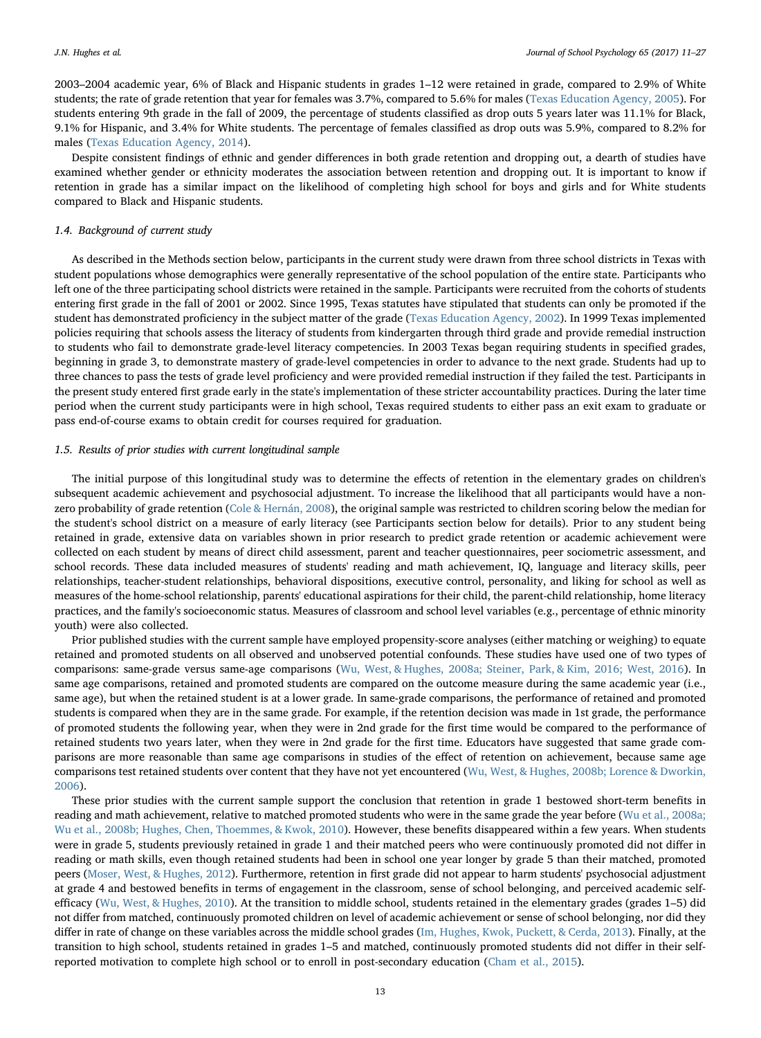2003–2004 academic year, 6% of Black and Hispanic students in grades 1–12 were retained in grade, compared to 2.9% of White students; the rate of grade retention that year for females was 3.7%, compared to 5.6% for males (Texas Education Agency, 2005). For students entering 9th grade in the fall of 2009, the percentage of students classified as drop outs 5 years later was 11.1% for Black, 9.1% for Hispanic, and 3.4% for White students. The percentage of females classified as drop outs was 5.9%, compared to 8.2% for males (Texas Education Agency, 2014).

Despite consistent findings of ethnic and gender differences in both grade retention and dropping out, a dearth of studies have examined whether gender or ethnicity moderates the association between retention and dropping out. It is important to know if retention in grade has a similar impact on the likelihood of completing high school for boys and girls and for White students compared to Black and Hispanic students.

### 1.4. Background of current study

As described in the Methods section below, participants in the current study were drawn from three school districts in Texas with student populations whose demographics were generally representative of the school population of the entire state. Participants who left one of the three participating school districts were retained in the sample. Participants were recruited from the cohorts of students entering first grade in the fall of 2001 or 2002. Since 1995, Texas statutes have stipulated that students can only be promoted if the student has demonstrated proficiency in the subject matter of the grade (Texas Education Agency, 2002). In 1999 Texas implemented policies requiring that schools assess the literacy of students from kindergarten through third grade and provide remedial instruction to students who fail to demonstrate grade-level literacy competencies. In 2003 Texas began requiring students in specified grades, beginning in grade 3, to demonstrate mastery of grade-level competencies in order to advance to the next grade. Students had up to three chances to pass the tests of grade level proficiency and were provided remedial instruction if they failed the test. Participants in the present study entered first grade early in the state's implementation of these stricter accountability practices. During the later time period when the current study participants were in high school, Texas required students to either pass an exit exam to graduate or pass end-of-course exams to obtain credit for courses required for graduation.

### 1.5. Results of prior studies with current longitudinal sample

The initial purpose of this longitudinal study was to determine the effects of retention in the elementary grades on children's subsequent academic achievement and psychosocial adjustment. To increase the likelihood that all participants would have a non-zero probability of grade retention (Cole & Hernán, 2008), the original sample was restricted to children scoring below the median for the student's school district on a measure of early literacy (see Participants section below for details). Prior to any student being retained in grade, extensive data on variables shown in prior research to predict grade retention or academic achievement were collected on each student by means of direct child assessment, parent and teacher questionnaires, peer sociometric assessment, and school records. These data included measures of students' reading and math achievement, IQ, language and literacy skills, peer relationships, teacher-student relationships, behavioral dispositions, executive control, personality, and liking for school as well as measures of the home-school relationship, parents' educational aspirations for their child, the parent-child relationship, home literacy practices, and the family's socioeconomic status. Measures of classroom and school level variables (e.g., percentage of ethnic minority youth) were also collected.

Prior published studies with the current sample have employed propensity-score analyses (either matching or weighing) to equate retained and promoted students on all observed and unobserved potential confounds. These studies have used one of two types of comparisons: same-grade versus same-age comparisons (Wu, West, & Hughes, 2008a; Steiner, Park, & Kim, 2016; West, 2016). In same age comparisons, retained and promoted students are compared on the outcome measure during the same academic year (i.e., same age), but when the retained student is at a lower grade. In same-grade comparisons, the performance of retained and promoted students is compared when they are in the same grade. For example, if the retention decision was made in 1st grade, the performance of promoted students the following year, when they were in 2nd grade for the first time would be compared to the performance of retained students two years later, when they were in 2nd grade for the first time. Educators have suggested that same grade comparisons are more reasonable than same age comparisons in studies of the effect of retention on achievement, because same age comparisons test retained students over content that they have not yet encountered (Wu, West, & Hughes, 2008b; Lorence & Dworkin, 2006).

These prior studies with the current sample support the conclusion that retention in grade 1 bestowed short-term benefits in reading and math achievement, relative to matched promoted students who were in the same grade the year before (Wu et al., 2008a; Wu et al., 2008b; Hughes, Chen, Thoemmes, & Kwok, 2010). However, these benefits disappeared within a few years. When students were in grade 5, students previously retained in grade 1 and their matched peers who were continuously promoted did not differ in reading or math skills, even though retained students had been in school one year longer by grade 5 than their matched, promoted peers (Moser, West, & Hughes, 2012). Furthermore, retention in first grade did not appear to harm students' psychosocial adjustment at grade 4 and bestowed benefits in terms of engagement in the classroom, sense of school belonging, and perceived academic self-efficacy (Wu, West, & Hughes, 2010). At the transition to middle school, students retained in the elementary grades (grades 1–5) did not differ from matched, continuously promoted children on level of academic achievement or sense of school belonging, nor did they differ in rate of change on these variables across the middle school grades (Im, Hughes, Kwok, Puckett, & Cerda, 2013). Finally, at the transition to high school, students retained in grades 1–5 and matched, continuously promoted students did not differ in their self-reported motivation to complete high school or to enroll in post-secondary education (Cham et al., 2015).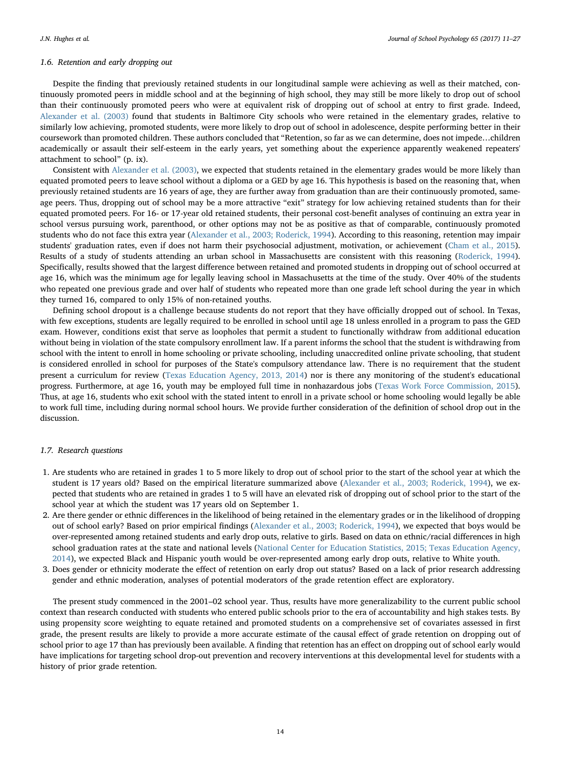### 1.6. Retention and early dropping out

Despite the finding that previously retained students in our longitudinal sample were achieving as well as their matched, continuously promoted peers in middle school and at the beginning of high school, they may still be more likely to drop out of school than their continuously promoted peers who were at equivalent risk of dropping out of school at entry to first grade. Indeed, Alexander et al. (2003) found that students in Baltimore City schools who were retained in the elementary grades, relative to similarly low achieving, promoted students, were more likely to drop out of school in adolescence, despite performing better in their coursework than promoted children. These authors concluded that "Retention, so far as we can determine, does not impede…children academically or assault their self-esteem in the early years, yet something about the experience apparently weakened repeaters' attachment to school" (p. ix).

Consistent with Alexander et al. (2003), we expected that students retained in the elementary grades would be more likely than equated promoted peers to leave school without a diploma or a GED by age 16. This hypothesis is based on the reasoning that, when previously retained students are 16 years of age, they are further away from graduation than are their continuously promoted, same-age peers. Thus, dropping out of school may be a more attractive "exit" strategy for low achieving retained students than for their equated promoted peers. For 16- or 17-year old retained students, their personal cost-benefit analyses of continuing an extra year in school versus pursuing work, parenthood, or other options may not be as positive as that of comparable, continuously promoted students who do not face this extra year (Alexander et al., 2003; Roderick, 1994). According to this reasoning, retention may impair students' graduation rates, even if does not harm their psychosocial adjustment, motivation, or achievement (Cham et al., 2015). Results of a study of students attending an urban school in Massachusetts are consistent with this reasoning (Roderick, 1994). Specifically, results showed that the largest difference between retained and promoted students in dropping out of school occurred at age 16, which was the minimum age for legally leaving school in Massachusetts at the time of the study. Over 40% of the students who repeated one previous grade and over half of students who repeated more than one grade left school during the year in which they turned 16, compared to only 15% of non-retained youths.

Defining school dropout is a challenge because students do not report that they have officially dropped out of school. In Texas, with few exceptions, students are legally required to be enrolled in school until age 18 unless enrolled in a program to pass the GED exam. However, conditions exist that serve as loopholes that permit a student to functionally withdraw from additional education without being in violation of the state compulsory enrollment law. If a parent informs the school that the student is withdrawing from school with the intent to enroll in home schooling or private schooling, including unaccredited online private schooling, that student is considered enrolled in school for purposes of the State's compulsory attendance law. There is no requirement that the student present a curriculum for review (Texas Education Agency, 2013, 2014) nor is there any monitoring of the student's educational progress. Furthermore, at age 16, youth may be employed full time in nonhazardous jobs (Texas Work Force Commission, 2015). Thus, at age 16, students who exit school with the stated intent to enroll in a private school or home schooling would legally be able to work full time, including during normal school hours. We provide further consideration of the definition of school drop out in the discussion.

### 1.7. Research questions

1. Are students who are retained in grades 1 to 5 more likely to drop out of school prior to the start of the school year at which the student is 17 years old? Based on the empirical literature summarized above (Alexander et al., 2003; Roderick, 1994), we expected that students who are retained in grades 1 to 5 will have an elevated risk of dropping out of school prior to the start of the school year at which the student was 17 years old on September 1.
2. Are there gender or ethnic differences in the likelihood of being retained in the elementary grades or in the likelihood of dropping out of school early? Based on prior empirical findings (Alexander et al., 2003; Roderick, 1994), we expected that boys would be over-represented among retained students and early drop outs, relative to girls. Based on data on ethnic/racial differences in high school graduation rates at the state and national levels (National Center for Education Statistics, 2015; Texas Education Agency, 2014), we expected Black and Hispanic youth would be over-represented among early drop outs, relative to White youth.
3. Does gender or ethnicity moderate the effect of retention on early drop out status? Based on a lack of prior research addressing gender and ethnic moderation, analyses of potential moderators of the grade retention effect are exploratory.

The present study commenced in the 2001–02 school year. Thus, results have more generalizability to the current public school context than research conducted with students who entered public schools prior to the era of accountability and high stakes tests. By using propensity score weighting to equate retained and promoted students on a comprehensive set of covariates assessed in first grade, the present results are likely to provide a more accurate estimate of the causal effect of grade retention on dropping out of school prior to age 17 than has previously been available. A finding that retention has an effect on dropping out of school early would have implications for targeting school drop-out prevention and recovery interventions at this developmental level for students with a history of prior grade retention.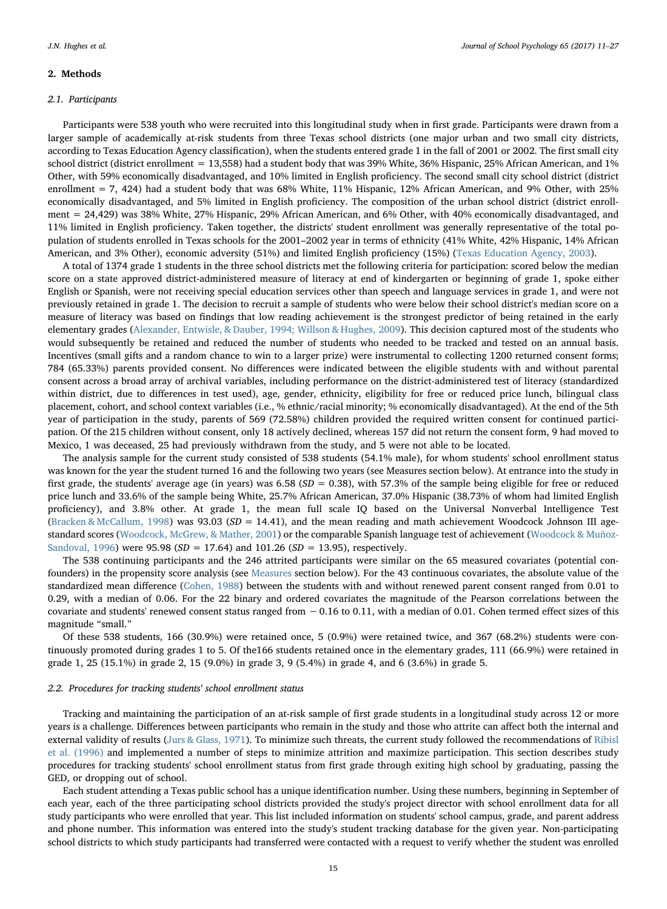## 2. Methods

### 2.1. Participants

Participants were 538 youth who were recruited into this longitudinal study when in first grade. Participants were drawn from a larger sample of academically at-risk students from three Texas school districts (one major urban and two small city districts, according to Texas Education Agency classification), when the students entered grade 1 in the fall of 2001 or 2002. The first small city school district (district enrollment = 13,558) had a student body that was 39% White, 36% Hispanic, 25% African American, and 1% Other, with 59% economically disadvantaged, and 10% limited in English proficiency. The second small city school district (district enrollment = 7, 424) had a student body that was 68% White, 11% Hispanic, 12% African American, and 9% Other, with 25% economically disadvantaged, and 5% limited in English proficiency. The composition of the urban school district (district enrollment = 24,429) was 38% White, 27% Hispanic, 29% African American, and 6% Other, with 40% economically disadvantaged, and 11% limited in English proficiency. Taken together, the districts' student enrollment was generally representative of the total population of students enrolled in Texas schools for the 2001–2002 year in terms of ethnicity (41% White, 42% Hispanic, 14% African American, and 3% Other), economic adversity (51%) and limited English proficiency (15%) (Texas Education Agency, 2003).

A total of 1374 grade 1 students in the three school districts met the following criteria for participation: scored below the median score on a state approved district-administered measure of literacy at end of kindergarten or beginning of grade 1, spoke either English or Spanish, were not receiving special education services other than speech and language services in grade 1, and were not previously retained in grade 1. The decision to recruit a sample of students who were below their school district's median score on a measure of literacy was based on findings that low reading achievement is the strongest predictor of being retained in the early elementary grades (Alexander, Entwisle, & Dauber, 1994; Willson & Hughes, 2009). This decision captured most of the students who would subsequently be retained and reduced the number of students who needed to be tracked and tested on an annual basis. Incentives (small gifts and a random chance to win to a larger prize) were instrumental to collecting 1200 returned consent forms; 784 (65.33%) parents provided consent. No differences were indicated between the eligible students with and without parental consent across a broad array of archival variables, including performance on the district-administered test of literacy (standardized within district, due to differences in test used), age, gender, ethnicity, eligibility for free or reduced price lunch, bilingual class placement, cohort, and school context variables (i.e., % ethnic/racial minority; % economically disadvantaged). At the end of the 5th year of participation in the study, parents of 569 (72.58%) children provided the required written consent for continued participation. Of the 215 children without consent, only 18 actively declined, whereas 157 did not return the consent form, 9 had moved to Mexico, 1 was deceased, 25 had previously withdrawn from the study, and 5 were not able to be located.

The analysis sample for the current study consisted of 538 students (54.1% male), for whom students' school enrollment status was known for the year the student turned 16 and the following two years (see Measures section below). At entrance into the study in first grade, the students' average age (in years) was 6.58 ($SD = 0.38$), with 57.3% of the sample being eligible for free or reduced price lunch and 33.6% of the sample being White, 25.7% African American, 37.0% Hispanic (38.73% of whom had limited English proficiency), and 3.8% other. At grade 1, the mean full scale IQ based on the Universal Nonverbal Intelligence Test (Bracken & McCallum, 1998) was 93.03 ($SD = 14.41$), and the mean reading and math achievement Woodcock Johnson III age-standard scores (Woodcock, McGrew, & Mather, 2001) or the comparable Spanish language test of achievement (Woodcock & Muñoz-Sandoval, 1996) were 95.98 ($SD = 17.64$) and 101.26 ($SD = 13.95$), respectively.

The 538 continuing participants and the 246 attrited participants were similar on the 65 measured covariates (potential confounders) in the propensity score analysis (see Measures section below). For the 43 continuous covariates, the absolute value of the standardized mean difference (Cohen, 1988) between the students with and without renewed parent consent ranged from 0.01 to 0.29, with a median of 0.06. For the 22 binary and ordered covariates the magnitude of the Pearson correlations between the covariate and students' renewed consent status ranged from − 0.16 to 0.11, with a median of 0.01. Cohen termed effect sizes of this magnitude "small."

Of these 538 students, 166 (30.9%) were retained once, 5 (0.9%) were retained twice, and 367 (68.2%) students were continuously promoted during grades 1 to 5. Of the166 students retained once in the elementary grades, 111 (66.9%) were retained in grade 1, 25 (15.1%) in grade 2, 15 (9.0%) in grade 3, 9 (5.4%) in grade 4, and 6 (3.6%) in grade 5.

### 2.2. Procedures for tracking students' school enrollment status

Tracking and maintaining the participation of an at-risk sample of first grade students in a longitudinal study across 12 or more years is a challenge. Differences between participants who remain in the study and those who attrite can affect both the internal and external validity of results (Jurs & Glass, 1971). To minimize such threats, the current study followed the recommendations of Ribisl et al. (1996) and implemented a number of steps to minimize attrition and maximize participation. This section describes study procedures for tracking students' school enrollment status from first grade through exiting high school by graduating, passing the GED, or dropping out of school.

Each student attending a Texas public school has a unique identification number. Using these numbers, beginning in September of each year, each of the three participating school districts provided the study's project director with school enrollment data for all study participants who were enrolled that year. This list included information on students' school campus, grade, and parent address and phone number. This information was entered into the study's student tracking database for the given year. Non-participating school districts to which study participants had transferred were contacted with a request to verify whether the student was enrolled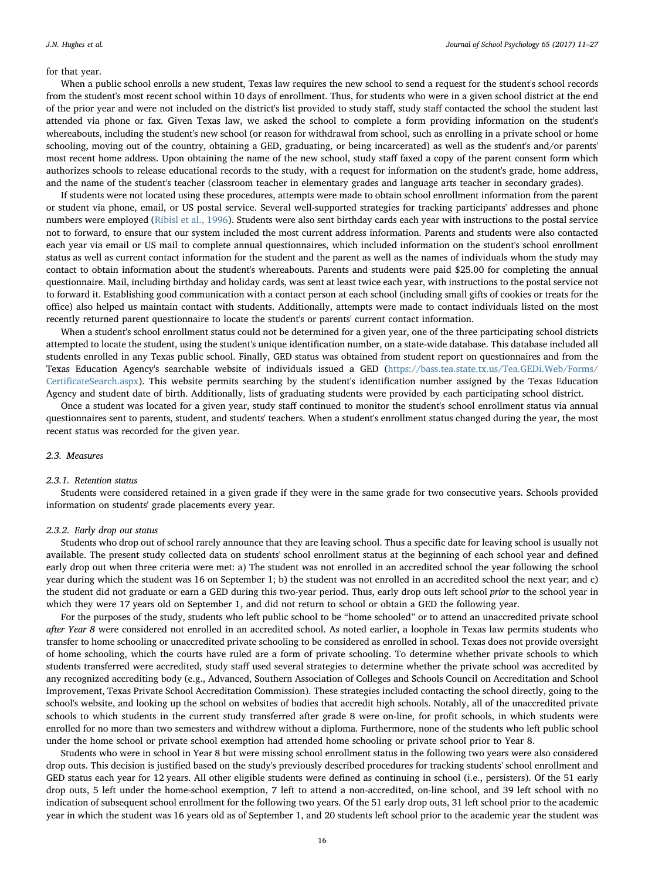for that year.

When a public school enrolls a new student, Texas law requires the new school to send a request for the student's school records from the student's most recent school within 10 days of enrollment. Thus, for students who were in a given school district at the end of the prior year and were not included on the district's list provided to study staff, study staff contacted the school the student last attended via phone or fax. Given Texas law, we asked the school to complete a form providing information on the student's whereabouts, including the student's new school (or reason for withdrawal from school, such as enrolling in a private school or home schooling, moving out of the country, obtaining a GED, graduating, or being incarcerated) as well as the student's and/or parents' most recent home address. Upon obtaining the name of the new school, study staff faxed a copy of the parent consent form which authorizes schools to release educational records to the study, with a request for information on the student's grade, home address, and the name of the student's teacher (classroom teacher in elementary grades and language arts teacher in secondary grades).

If students were not located using these procedures, attempts were made to obtain school enrollment information from the parent or student via phone, email, or US postal service. Several well-supported strategies for tracking participants' addresses and phone numbers were employed (Ribisl et al., 1996). Students were also sent birthday cards each year with instructions to the postal service not to forward, to ensure that our system included the most current address information. Parents and students were also contacted each year via email or US mail to complete annual questionnaires, which included information on the student's school enrollment status as well as current contact information for the student and the parent as well as the names of individuals whom the study may contact to obtain information about the student's whereabouts. Parents and students were paid $25.00 for completing the annual questionnaire. Mail, including birthday and holiday cards, was sent at least twice each year, with instructions to the postal service not to forward it. Establishing good communication with a contact person at each school (including small gifts of cookies or treats for the office) also helped us maintain contact with students. Additionally, attempts were made to contact individuals listed on the most recently returned parent questionnaire to locate the student's or parents' current contact information.

When a student's school enrollment status could not be determined for a given year, one of the three participating school districts attempted to locate the student, using the student's unique identification number, on a state-wide database. This database included all students enrolled in any Texas public school. Finally, GED status was obtained from student report on questionnaires and from the Texas Education Agency's searchable website of individuals issued a GED (https://bass.tea.state.tx.us/Tea.GEDi.Web/Forms/CertificateSearch.aspx). This website permits searching by the student's identification number assigned by the Texas Education Agency and student date of birth. Additionally, lists of graduating students were provided by each participating school district.

Once a student was located for a given year, study staff continued to monitor the student's school enrollment status via annual questionnaires sent to parents, student, and students' teachers. When a student's enrollment status changed during the year, the most recent status was recorded for the given year.

### 2.3. Measures

#### 2.3.1. Retention status

Students were considered retained in a given grade if they were in the same grade for two consecutive years. Schools provided information on students' grade placements every year.

#### 2.3.2. Early drop out status

Students who drop out of school rarely announce that they are leaving school. Thus a specific date for leaving school is usually not available. The present study collected data on students' school enrollment status at the beginning of each school year and defined early drop out when three criteria were met: a) The student was not enrolled in an accredited school the year following the school year during which the student was 16 on September 1; b) the student was not enrolled in an accredited school the next year; and c) the student did not graduate or earn a GED during this two-year period. Thus, early drop outs left school *prior* to the school year in which they were 17 years old on September 1, and did not return to school or obtain a GED the following year.

For the purposes of the study, students who left public school to be "home schooled" or to attend an unaccredited private school *after Year 8* were considered not enrolled in an accredited school. As noted earlier, a loophole in Texas law permits students who transfer to home schooling or unaccredited private schooling to be considered as enrolled in school. Texas does not provide oversight of home schooling, which the courts have ruled are a form of private schooling. To determine whether private schools to which students transferred were accredited, study staff used several strategies to determine whether the private school was accredited by any recognized accrediting body (e.g., Advanced, Southern Association of Colleges and Schools Council on Accreditation and School Improvement, Texas Private School Accreditation Commission). These strategies included contacting the school directly, going to the school's website, and looking up the school on websites of bodies that accredit high schools. Notably, all of the unaccredited private schools to which students in the current study transferred after grade 8 were on-line, for profit schools, in which students were enrolled for no more than two semesters and withdrew without a diploma. Furthermore, none of the students who left public school under the home school or private school exemption had attended home schooling or private school prior to Year 8.

Students who were in school in Year 8 but were missing school enrollment status in the following two years were also considered drop outs. This decision is justified based on the study's previously described procedures for tracking students' school enrollment and GED status each year for 12 years. All other eligible students were defined as continuing in school (i.e., persisters). Of the 51 early drop outs, 5 left under the home-school exemption, 7 left to attend a non-accredited, on-line school, and 39 left school with no indication of subsequent school enrollment for the following two years. Of the 51 early drop outs, 31 left school prior to the academic year in which the student was 16 years old as of September 1, and 20 students left school prior to the academic year the student was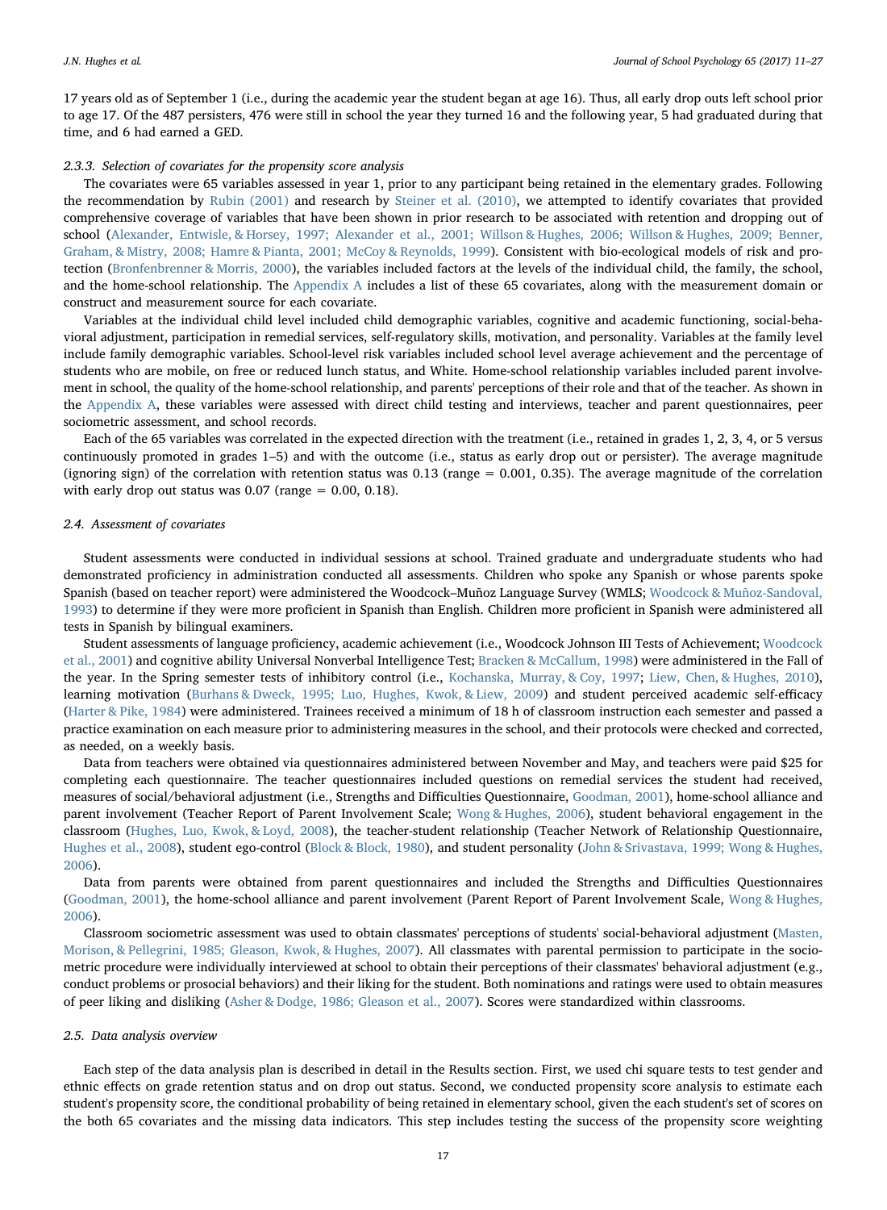17 years old as of September 1 (i.e., during the academic year the student began at age 16). Thus, all early drop outs left school prior to age 17. Of the 487 persisters, 476 were still in school the year they turned 16 and the following year, 5 had graduated during that time, and 6 had earned a GED.

#### 2.3.3. Selection of covariates for the propensity score analysis

The covariates were 65 variables assessed in year 1, prior to any participant being retained in the elementary grades. Following the recommendation by Rubin (2001) and research by Steiner et al. (2010), we attempted to identify covariates that provided comprehensive coverage of variables that have been shown in prior research to be associated with retention and dropping out of school (Alexander, Entwisle, & Horsey, 1997; Alexander et al., 2001; Willson & Hughes, 2006; Willson & Hughes, 2009; Benner, Graham, & Mistry, 2008; Hamre & Pianta, 2001; McCoy & Reynolds, 1999). Consistent with bio-ecological models of risk and protection (Bronfenbrenner & Morris, 2000), the variables included factors at the levels of the individual child, the family, the school, and the home-school relationship. The Appendix A includes a list of these 65 covariates, along with the measurement domain or construct and measurement source for each covariate.

Variables at the individual child level included child demographic variables, cognitive and academic functioning, social-behavioral adjustment, participation in remedial services, self-regulatory skills, motivation, and personality. Variables at the family level include family demographic variables. School-level risk variables included school level average achievement and the percentage of students who are mobile, on free or reduced lunch status, and White. Home-school relationship variables included parent involvement in school, the quality of the home-school relationship, and parents' perceptions of their role and that of the teacher. As shown in the Appendix A, these variables were assessed with direct child testing and interviews, teacher and parent questionnaires, peer sociometric assessment, and school records.

Each of the 65 variables was correlated in the expected direction with the treatment (i.e., retained in grades 1, 2, 3, 4, or 5 versus continuously promoted in grades 1–5) and with the outcome (i.e., status as early drop out or persister). The average magnitude (ignoring sign) of the correlation with retention status was 0.13 (range = 0.001, 0.35). The average magnitude of the correlation with early drop out status was 0.07 (range = 0.00, 0.18).

### 2.4. Assessment of covariates

Student assessments were conducted in individual sessions at school. Trained graduate and undergraduate students who had demonstrated proficiency in administration conducted all assessments. Children who spoke any Spanish or whose parents spoke Spanish (based on teacher report) were administered the Woodcock–Muñoz Language Survey (WMLS; Woodcock & Muñoz-Sandoval, 1993) to determine if they were more proficient in Spanish than English. Children more proficient in Spanish were administered all tests in Spanish by bilingual examiners.

Student assessments of language proficiency, academic achievement (i.e., Woodcock Johnson III Tests of Achievement; Woodcock et al., 2001) and cognitive ability Universal Nonverbal Intelligence Test; Bracken & McCallum, 1998) were administered in the Fall of the year. In the Spring semester tests of inhibitory control (i.e., Kochanska, Murray, & Coy, 1997; Liew, Chen, & Hughes, 2010), learning motivation (Burhans & Dweck, 1995; Luo, Hughes, Kwok, & Liew, 2009) and student perceived academic self-efficacy (Harter & Pike, 1984) were administered. Trainees received a minimum of 18 h of classroom instruction each semester and passed a practice examination on each measure prior to administering measures in the school, and their protocols were checked and corrected, as needed, on a weekly basis.

Data from teachers were obtained via questionnaires administered between November and May, and teachers were paid $25 for completing each questionnaire. The teacher questionnaires included questions on remedial services the student had received, measures of social/behavioral adjustment (i.e., Strengths and Difficulties Questionnaire, Goodman, 2001), home-school alliance and parent involvement (Teacher Report of Parent Involvement Scale; Wong & Hughes, 2006), student behavioral engagement in the classroom (Hughes, Luo, Kwok, & Loyd, 2008), the teacher-student relationship (Teacher Network of Relationship Questionnaire, Hughes et al., 2008), student ego-control (Block & Block, 1980), and student personality (John & Srivastava, 1999; Wong & Hughes, 2006).

Data from parents were obtained from parent questionnaires and included the Strengths and Difficulties Questionnaires (Goodman, 2001), the home-school alliance and parent involvement (Parent Report of Parent Involvement Scale, Wong & Hughes, 2006).

Classroom sociometric assessment was used to obtain classmates' perceptions of students' social-behavioral adjustment (Masten, Morison, & Pellegrini, 1985; Gleason, Kwok, & Hughes, 2007). All classmates with parental permission to participate in the sociometric procedure were individually interviewed at school to obtain their perceptions of their classmates' behavioral adjustment (e.g., conduct problems or prosocial behaviors) and their liking for the student. Both nominations and ratings were used to obtain measures of peer liking and disliking (Asher & Dodge, 1986; Gleason et al., 2007). Scores were standardized within classrooms.

### 2.5. Data analysis overview

Each step of the data analysis plan is described in detail in the Results section. First, we used chi square tests to test gender and ethnic effects on grade retention status and on drop out status. Second, we conducted propensity score analysis to estimate each student's propensity score, the conditional probability of being retained in elementary school, given the each student's set of scores on the both 65 covariates and the missing data indicators. This step includes testing the success of the propensity score weighting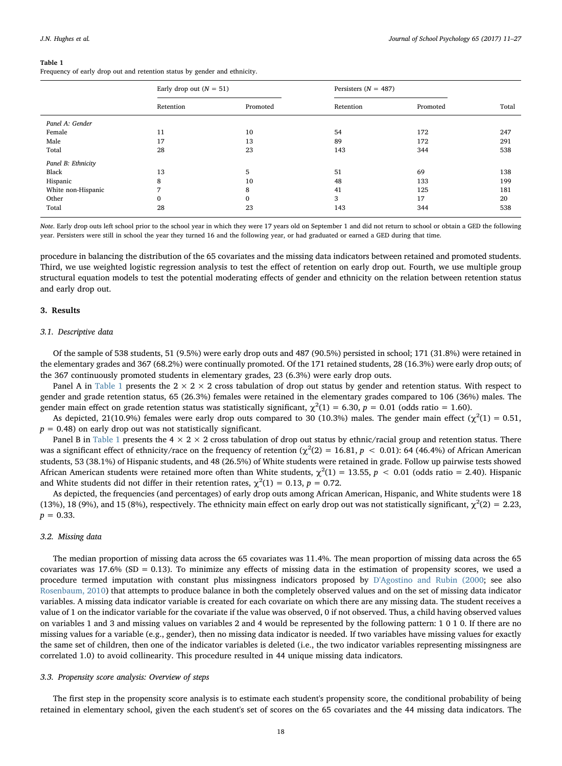**Table 1**
Frequency of early drop out and retention status by gender and ethnicity.

| | Early drop out ($N$ = 51) | | Persisters ($N$ = 487) | | |
|---|---|---|---|---|---|
| | Retention | Promoted | Retention | Promoted | Total |
| *Panel A: Gender* | | | | | |
| Female | 11 | 10 | 54 | 172 | 247 |
| Male | 17 | 13 | 89 | 172 | 291 |
| Total | 28 | 23 | 143 | 344 | 538 |
| *Panel B: Ethnicity* | | | | | |
| Black | 13 | 5 | 51 | 69 | 138 |
| Hispanic | 8 | 10 | 48 | 133 | 199 |
| White non-Hispanic | 7 | 8 | 41 | 125 | 181 |
| Other | 0 | 0 | 3 | 17 | 20 |
| Total | 28 | 23 | 143 | 344 | 538 |

*Note.* Early drop outs left school prior to the school year in which they were 17 years old on September 1 and did not return to school or obtain a GED the following year. Persisters were still in school the year they turned 16 and the following year, or had graduated or earned a GED during that time.

procedure in balancing the distribution of the 65 covariates and the missing data indicators between retained and promoted students. Third, we use weighted logistic regression analysis to test the effect of retention on early drop out. Fourth, we use multiple group structural equation models to test the potential moderating effects of gender and ethnicity on the relation between retention status and early drop out.

## 3. Results

### 3.1. Descriptive data

Of the sample of 538 students, 51 (9.5%) were early drop outs and 487 (90.5%) persisted in school; 171 (31.8%) were retained in the elementary grades and 367 (68.2%) were continually promoted. Of the 171 retained students, 28 (16.3%) were early drop outs; of the 367 continuously promoted students in elementary grades, 23 (6.3%) were early drop outs.

Panel A in Table 1 presents the 2 × 2 × 2 cross tabulation of drop out status by gender and retention status. With respect to gender and grade retention status, 65 (26.3%) females were retained in the elementary grades compared to 106 (36%) males. The gender main effect on grade retention status was statistically significant, $\chi^2(1) = 6.30$, $p = 0.01$ (odds ratio = 1.60).

As depicted, 21(10.9%) females were early drop outs compared to 30 (10.3%) males. The gender main effect ($\chi^2(1) = 0.51$, $p = 0.48$) on early drop out was not statistically significant.

Panel B in Table 1 presents the 4 × 2 × 2 cross tabulation of drop out status by ethnic/racial group and retention status. There was a significant effect of ethnicity/race on the frequency of retention ($\chi^2(2) = 16.81$, $p < 0.01$): 64 (46.4%) of African American students, 53 (38.1%) of Hispanic students, and 48 (26.5%) of White students were retained in grade. Follow up pairwise tests showed African American students were retained more often than White students, $\chi^2(1) = 13.55$, $p < 0.01$ (odds ratio = 2.40). Hispanic and White students did not differ in their retention rates, $\chi^2(1) = 0.13$, $p = 0.72$.

As depicted, the frequencies (and percentages) of early drop outs among African American, Hispanic, and White students were 18 (13%), 18 (9%), and 15 (8%), respectively. The ethnicity main effect on early drop out was not statistically significant, $\chi^2(2) = 2.23$, $p = 0.33$.

### 3.2. Missing data

The median proportion of missing data across the 65 covariates was 11.4%. The mean proportion of missing data across the 65 covariates was 17.6% (SD = 0.13). To minimize any effects of missing data in the estimation of propensity scores, we used a procedure termed imputation with constant plus missingness indicators proposed by D'Agostino and Rubin (2000; see also Rosenbaum, 2010) that attempts to produce balance in both the completely observed values and on the set of missing data indicator variables. A missing data indicator variable is created for each covariate on which there are any missing data. The student receives a value of 1 on the indicator variable for the covariate if the value was observed, 0 if not observed. Thus, a child having observed values on variables 1 and 3 and missing values on variables 2 and 4 would be represented by the following pattern: 1 0 1 0. If there are no missing values for a variable (e.g., gender), then no missing data indicator is needed. If two variables have missing values for exactly the same set of children, then one of the indicator variables is deleted (i.e., the two indicator variables representing missingness are correlated 1.0) to avoid collinearity. This procedure resulted in 44 unique missing data indicators.

### 3.3. Propensity score analysis: Overview of steps

The first step in the propensity score analysis is to estimate each student's propensity score, the conditional probability of being retained in elementary school, given the each student's set of scores on the 65 covariates and the 44 missing data indicators. The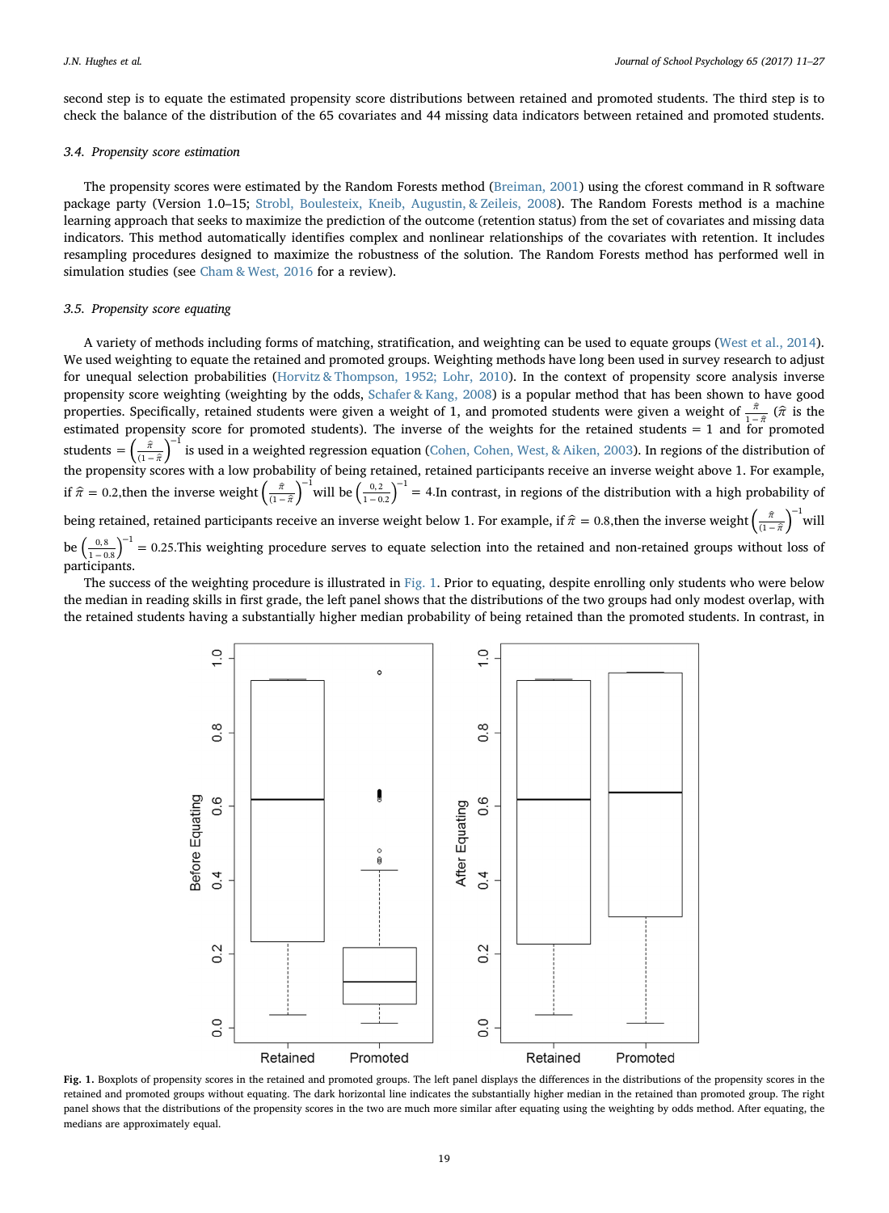second step is to equate the estimated propensity score distributions between retained and promoted students. The third step is to check the balance of the distribution of the 65 covariates and 44 missing data indicators between retained and promoted students.

### 3.4. Propensity score estimation

The propensity scores were estimated by the Random Forests method (Breiman, 2001) using the cforest command in R software package party (Version 1.0–15; Strobl, Boulesteix, Kneib, Augustin, & Zeileis, 2008). The Random Forests method is a machine learning approach that seeks to maximize the prediction of the outcome (retention status) from the set of covariates and missing data indicators. This method automatically identifies complex and nonlinear relationships of the covariates with retention. It includes resampling procedures designed to maximize the robustness of the solution. The Random Forests method has performed well in simulation studies (see Cham & West, 2016 for a review).

### 3.5. Propensity score equating

A variety of methods including forms of matching, stratification, and weighting can be used to equate groups (West et al., 2014). We used weighting to equate the retained and promoted groups. Weighting methods have long been used in survey research to adjust for unequal selection probabilities (Horvitz & Thompson, 1952; Lohr, 2010). In the context of propensity score analysis inverse propensity score weighting (weighting by the odds, Schafer & Kang, 2008) is a popular method that has been shown to have good properties. Specifically, retained students were given a weight of 1, and promoted students were given a weight of $\frac{\hat{\pi}}{1-\hat{\pi}}$ ($\hat{\pi}$ is the estimated propensity score for promoted students). The inverse of the weights for the retained students = 1 and for promoted students = $\left(\frac{\hat{\pi}}{(1-\hat{\pi})}\right)^{-1}$ is used in a weighted regression equation (Cohen, Cohen, West, & Aiken, 2003). In regions of the distribution of the propensity scores with a low probability of being retained, retained participants receive an inverse weight above 1. For example, if $\hat{\pi} = 0.2$,then the inverse weight $\left(\frac{\hat{\pi}}{(1-\hat{\pi})}\right)^{-1}$ will be $\left(\frac{0,2}{1-0.2}\right)^{-1} = 4$.In contrast, in regions of the distribution with a high probability of being retained, retained participants receive an inverse weight below 1. For example, if $\hat{\pi} = 0.8$,then the inverse weight $\left(\frac{\hat{\pi}}{(1-\hat{\pi})}\right)^{-1}$ will be $\left(\frac{0,8}{1-0.8}\right)^{-1} = 0.25$.This weighting procedure serves to equate selection into the retained and non-retained groups without loss of participants.

The success of the weighting procedure is illustrated in Fig. 1. Prior to equating, despite enrolling only students who were below the median in reading skills in first grade, the left panel shows that the distributions of the two groups had only modest overlap, with the retained students having a substantially higher median probability of being retained than the promoted students. In contrast, in

**Fig. 1.** Boxplots of propensity scores in the retained and promoted groups. The left panel displays the differences in the distributions of the propensity scores in the retained and promoted groups without equating. The dark horizontal line indicates the substantially higher median in the retained than promoted group. The right panel shows that the distributions of the propensity scores in the two are much more similar after equating using the weighting by odds method. After equating, the medians are approximately equal.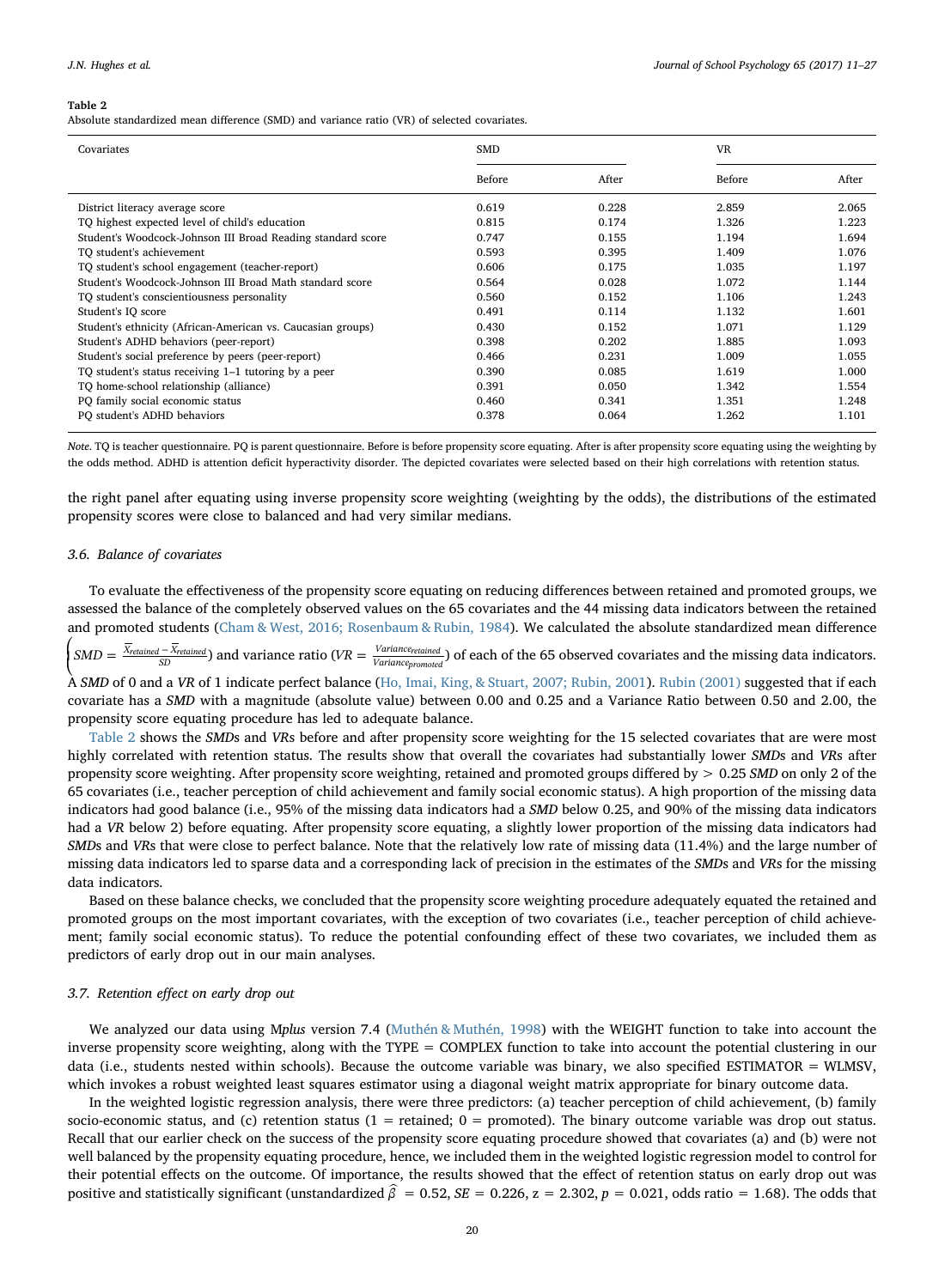**Table 2**
Absolute standardized mean difference (SMD) and variance ratio (VR) of selected covariates.

| Covariates | SMD | | VR | |
|---|---|---|---|---|
| | Before | After | Before | After |
| District literacy average score | 0.619 | 0.228 | 2.859 | 2.065 |
| TQ highest expected level of child's education | 0.815 | 0.174 | 1.326 | 1.223 |
| Student's Woodcock-Johnson III Broad Reading standard score | 0.747 | 0.155 | 1.194 | 1.694 |
| TQ student's achievement | 0.593 | 0.395 | 1.409 | 1.076 |
| TQ student's school engagement (teacher-report) | 0.606 | 0.175 | 1.035 | 1.197 |
| Student's Woodcock-Johnson III Broad Math standard score | 0.564 | 0.028 | 1.072 | 1.144 |
| TQ student's conscientiousness personality | 0.560 | 0.152 | 1.106 | 1.243 |
| Student's IQ score | 0.491 | 0.114 | 1.132 | 1.601 |
| Student's ethnicity (African-American vs. Caucasian groups) | 0.430 | 0.152 | 1.071 | 1.129 |
| Student's ADHD behaviors (peer-report) | 0.398 | 0.202 | 1.885 | 1.093 |
| Student's social preference by peers (peer-report) | 0.466 | 0.231 | 1.009 | 1.055 |
| TQ student's status receiving 1–1 tutoring by a peer | 0.390 | 0.085 | 1.619 | 1.000 |
| TQ home-school relationship (alliance) | 0.391 | 0.050 | 1.342 | 1.554 |
| PQ family social economic status | 0.460 | 0.341 | 1.351 | 1.248 |
| PQ student's ADHD behaviors | 0.378 | 0.064 | 1.262 | 1.101 |

*Note.* TQ is teacher questionnaire. PQ is parent questionnaire. Before is before propensity score equating. After is after propensity score equating using the weighting by the odds method. ADHD is attention deficit hyperactivity disorder. The depicted covariates were selected based on their high correlations with retention status.

the right panel after equating using inverse propensity score weighting (weighting by the odds), the distributions of the estimated propensity scores were close to balanced and had very similar medians.

### 3.6. Balance of covariates

To evaluate the effectiveness of the propensity score equating on reducing differences between retained and promoted groups, we assessed the balance of the completely observed values on the 65 covariates and the 44 missing data indicators between the retained and promoted students (Cham & West, 2016; Rosenbaum & Rubin, 1984). We calculated the absolute standardized mean difference $\left(SMD = \frac{\overline{X}_{retained} - \overline{X}_{retained}}{SD}\right)$ and variance ratio ($VR = \frac{Variance_{retained}}{Variance_{promoted}}$) of each of the 65 observed covariates and the missing data indicators. A *SMD* of 0 and a *VR* of 1 indicate perfect balance (Ho, Imai, King, & Stuart, 2007; Rubin, 2001). Rubin (2001) suggested that if each covariate has a *SMD* with a magnitude (absolute value) between 0.00 and 0.25 and a Variance Ratio between 0.50 and 2.00, the propensity score equating procedure has led to adequate balance.

Table 2 shows the *SMD*s and *VR*s before and after propensity score weighting for the 15 selected covariates that are were most highly correlated with retention status. The results show that overall the covariates had substantially lower *SMD*s and *VR*s after propensity score weighting. After propensity score weighting, retained and promoted groups differed by > 0.25 *SMD* on only 2 of the 65 covariates (i.e., teacher perception of child achievement and family social economic status). A high proportion of the missing data indicators had good balance (i.e., 95% of the missing data indicators had a *SMD* below 0.25, and 90% of the missing data indicators had a *VR* below 2) before equating. After propensity score equating, a slightly lower proportion of the missing data indicators had *SMD*s and *VR*s that were close to perfect balance. Note that the relatively low rate of missing data (11.4%) and the large number of missing data indicators led to sparse data and a corresponding lack of precision in the estimates of the *SMD*s and *VR*s for the missing data indicators.

Based on these balance checks, we concluded that the propensity score weighting procedure adequately equated the retained and promoted groups on the most important covariates, with the exception of two covariates (i.e., teacher perception of child achievement; family social economic status). To reduce the potential confounding effect of these two covariates, we included them as predictors of early drop out in our main analyses.

### 3.7. Retention effect on early drop out

We analyzed our data using M*plus* version 7.4 (Muthén & Muthén, 1998) with the WEIGHT function to take into account the inverse propensity score weighting, along with the TYPE = COMPLEX function to take into account the potential clustering in our data (i.e., students nested within schools). Because the outcome variable was binary, we also specified ESTIMATOR = WLMSV, which invokes a robust weighted least squares estimator using a diagonal weight matrix appropriate for binary outcome data.

In the weighted logistic regression analysis, there were three predictors: (a) teacher perception of child achievement, (b) family socio-economic status, and (c) retention status (1 = retained; 0 = promoted). The binary outcome variable was drop out status. Recall that our earlier check on the success of the propensity score equating procedure showed that covariates (a) and (b) were not well balanced by the propensity equating procedure, hence, we included them in the weighted logistic regression model to control for their potential effects on the outcome. Of importance, the results showed that the effect of retention status on early drop out was positive and statistically significant (unstandardized $\widehat{\beta} = 0.52$, $SE = 0.226$, $z = 2.302$, $p = 0.021$, odds ratio = 1.68). The odds that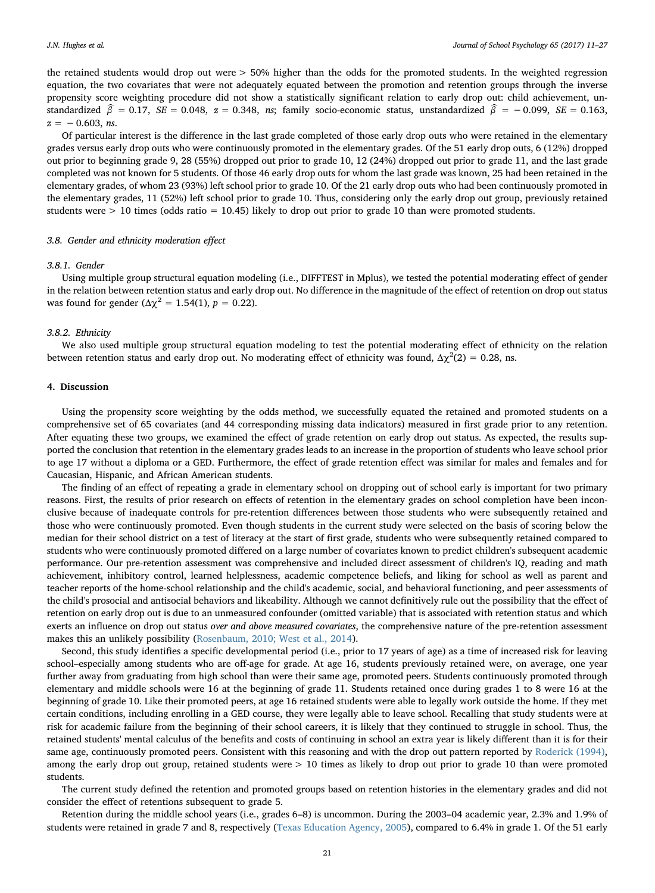the retained students would drop out were > 50% higher than the odds for the promoted students. In the weighted regression equation, the two covariates that were not adequately equated between the promotion and retention groups through the inverse propensity score weighting procedure did not show a statistically significant relation to early drop out: child achievement, unstandardized $\hat{\beta} = 0.17$, $SE = 0.048$, $z = 0.348$, *ns*; family socio-economic status, unstandardized $\hat{\beta} = -0.099$, $SE = 0.163$, $z = -0.603$, *ns*.

Of particular interest is the difference in the last grade completed of those early drop outs who were retained in the elementary grades versus early drop outs who were continuously promoted in the elementary grades. Of the 51 early drop outs, 6 (12%) dropped out prior to beginning grade 9, 28 (55%) dropped out prior to grade 10, 12 (24%) dropped out prior to grade 11, and the last grade completed was not known for 5 students. Of those 46 early drop outs for whom the last grade was known, 25 had been retained in the elementary grades, of whom 23 (93%) left school prior to grade 10. Of the 21 early drop outs who had been continuously promoted in the elementary grades, 11 (52%) left school prior to grade 10. Thus, considering only the early drop out group, previously retained students were > 10 times (odds ratio = 10.45) likely to drop out prior to grade 10 than were promoted students.

### 3.8. Gender and ethnicity moderation effect

#### 3.8.1. Gender

Using multiple group structural equation modeling (i.e., DIFFTEST in Mplus), we tested the potential moderating effect of gender in the relation between retention status and early drop out. No difference in the magnitude of the effect of retention on drop out status was found for gender ($\Delta\chi^2 = 1.54(1)$, $p = 0.22$).

#### 3.8.2. Ethnicity

We also used multiple group structural equation modeling to test the potential moderating effect of ethnicity on the relation between retention status and early drop out. No moderating effect of ethnicity was found, $\Delta\chi^2(2) = 0.28$, ns.

## 4. Discussion

Using the propensity score weighting by the odds method, we successfully equated the retained and promoted students on a comprehensive set of 65 covariates (and 44 corresponding missing data indicators) measured in first grade prior to any retention. After equating these two groups, we examined the effect of grade retention on early drop out status. As expected, the results supported the conclusion that retention in the elementary grades leads to an increase in the proportion of students who leave school prior to age 17 without a diploma or a GED. Furthermore, the effect of grade retention effect was similar for males and females and for Caucasian, Hispanic, and African American students.

The finding of an effect of repeating a grade in elementary school on dropping out of school early is important for two primary reasons. First, the results of prior research on effects of retention in the elementary grades on school completion have been inconclusive because of inadequate controls for pre-retention differences between those students who were subsequently retained and those who were continuously promoted. Even though students in the current study were selected on the basis of scoring below the median for their school district on a test of literacy at the start of first grade, students who were subsequently retained compared to students who were continuously promoted differed on a large number of covariates known to predict children's subsequent academic performance. Our pre-retention assessment was comprehensive and included direct assessment of children's IQ, reading and math achievement, inhibitory control, learned helplessness, academic competence beliefs, and liking for school as well as parent and teacher reports of the home-school relationship and the child's academic, social, and behavioral functioning, and peer assessments of the child's prosocial and antisocial behaviors and likeability. Although we cannot definitively rule out the possibility that the effect of retention on early drop out is due to an unmeasured confounder (omitted variable) that is associated with retention status and which exerts an influence on drop out status *over and above measured covariates*, the comprehensive nature of the pre-retention assessment makes this an unlikely possibility (Rosenbaum, 2010; West et al., 2014).

Second, this study identifies a specific developmental period (i.e., prior to 17 years of age) as a time of increased risk for leaving school–especially among students who are off-age for grade. At age 16, students previously retained were, on average, one year further away from graduating from high school than were their same age, promoted peers. Students continuously promoted through elementary and middle schools were 16 at the beginning of grade 11. Students retained once during grades 1 to 8 were 16 at the beginning of grade 10. Like their promoted peers, at age 16 retained students were able to legally work outside the home. If they met certain conditions, including enrolling in a GED course, they were legally able to leave school. Recalling that study students were at risk for academic failure from the beginning of their school careers, it is likely that they continued to struggle in school. Thus, the retained students' mental calculus of the benefits and costs of continuing in school an extra year is likely different than it is for their same age, continuously promoted peers. Consistent with this reasoning and with the drop out pattern reported by Roderick (1994), among the early drop out group, retained students were > 10 times as likely to drop out prior to grade 10 than were promoted students.

The current study defined the retention and promoted groups based on retention histories in the elementary grades and did not consider the effect of retentions subsequent to grade 5.

Retention during the middle school years (i.e., grades 6–8) is uncommon. During the 2003–04 academic year, 2.3% and 1.9% of students were retained in grade 7 and 8, respectively (Texas Education Agency, 2005), compared to 6.4% in grade 1. Of the 51 early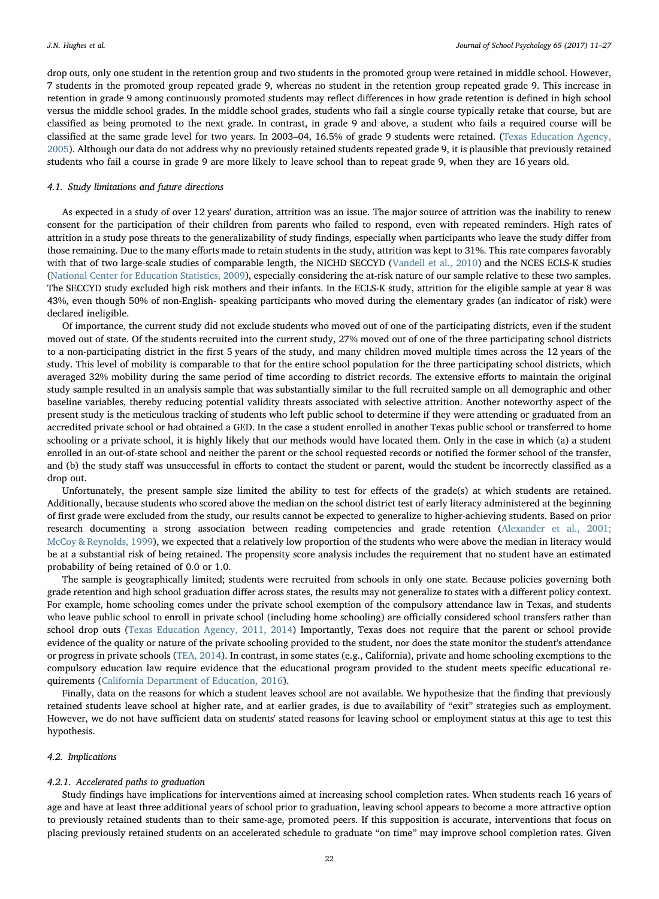drop outs, only one student in the retention group and two students in the promoted group were retained in middle school. However, 7 students in the promoted group repeated grade 9, whereas no student in the retention group repeated grade 9. This increase in retention in grade 9 among continuously promoted students may reflect differences in how grade retention is defined in high school versus the middle school grades. In the middle school grades, students who fail a single course typically retake that course, but are classified as being promoted to the next grade. In contrast, in grade 9 and above, a student who fails a required course will be classified at the same grade level for two years. In 2003–04, 16.5% of grade 9 students were retained. (Texas Education Agency, 2005). Although our data do not address why no previously retained students repeated grade 9, it is plausible that previously retained students who fail a course in grade 9 are more likely to leave school than to repeat grade 9, when they are 16 years old.

### 4.1. Study limitations and future directions

As expected in a study of over 12 years' duration, attrition was an issue. The major source of attrition was the inability to renew consent for the participation of their children from parents who failed to respond, even with repeated reminders. High rates of attrition in a study pose threats to the generalizability of study findings, especially when participants who leave the study differ from those remaining. Due to the many efforts made to retain students in the study, attrition was kept to 31%. This rate compares favorably with that of two large-scale studies of comparable length, the NICHD SECCYD (Vandell et al., 2010) and the NCES ECLS-K studies (National Center for Education Statistics, 2009), especially considering the at-risk nature of our sample relative to these two samples. The SECCYD study excluded high risk mothers and their infants. In the ECLS-K study, attrition for the eligible sample at year 8 was 43%, even though 50% of non-English- speaking participants who moved during the elementary grades (an indicator of risk) were declared ineligible.

Of importance, the current study did not exclude students who moved out of one of the participating districts, even if the student moved out of state. Of the students recruited into the current study, 27% moved out of one of the three participating school districts to a non-participating district in the first 5 years of the study, and many children moved multiple times across the 12 years of the study. This level of mobility is comparable to that for the entire school population for the three participating school districts, which averaged 32% mobility during the same period of time according to district records. The extensive efforts to maintain the original study sample resulted in an analysis sample that was substantially similar to the full recruited sample on all demographic and other baseline variables, thereby reducing potential validity threats associated with selective attrition. Another noteworthy aspect of the present study is the meticulous tracking of students who left public school to determine if they were attending or graduated from an accredited private school or had obtained a GED. In the case a student enrolled in another Texas public school or transferred to home schooling or a private school, it is highly likely that our methods would have located them. Only in the case in which (a) a student enrolled in an out-of-state school and neither the parent or the school requested records or notified the former school of the transfer, and (b) the study staff was unsuccessful in efforts to contact the student or parent, would the student be incorrectly classified as a drop out.

Unfortunately, the present sample size limited the ability to test for effects of the grade(s) at which students are retained. Additionally, because students who scored above the median on the school district test of early literacy administered at the beginning of first grade were excluded from the study, our results cannot be expected to generalize to higher-achieving students. Based on prior research documenting a strong association between reading competencies and grade retention (Alexander et al., 2001; McCoy & Reynolds, 1999), we expected that a relatively low proportion of the students who were above the median in literacy would be at a substantial risk of being retained. The propensity score analysis includes the requirement that no student have an estimated probability of being retained of 0.0 or 1.0.

The sample is geographically limited; students were recruited from schools in only one state. Because policies governing both grade retention and high school graduation differ across states, the results may not generalize to states with a different policy context. For example, home schooling comes under the private school exemption of the compulsory attendance law in Texas, and students who leave public school to enroll in private school (including home schooling) are officially considered school transfers rather than school drop outs (Texas Education Agency, 2011, 2014) Importantly, Texas does not require that the parent or school provide evidence of the quality or nature of the private schooling provided to the student, nor does the state monitor the student's attendance or progress in private schools (TEA, 2014). In contrast, in some states (e.g., California), private and home schooling exemptions to the compulsory education law require evidence that the educational program provided to the student meets specific educational requirements (California Department of Education, 2016).

Finally, data on the reasons for which a student leaves school are not available. We hypothesize that the finding that previously retained students leave school at higher rate, and at earlier grades, is due to availability of "exit" strategies such as employment. However, we do not have sufficient data on students' stated reasons for leaving school or employment status at this age to test this hypothesis.

### 4.2. Implications

#### 4.2.1. Accelerated paths to graduation

Study findings have implications for interventions aimed at increasing school completion rates. When students reach 16 years of age and have at least three additional years of school prior to graduation, leaving school appears to become a more attractive option to previously retained students than to their same-age, promoted peers. If this supposition is accurate, interventions that focus on placing previously retained students on an accelerated schedule to graduate "on time" may improve school completion rates. Given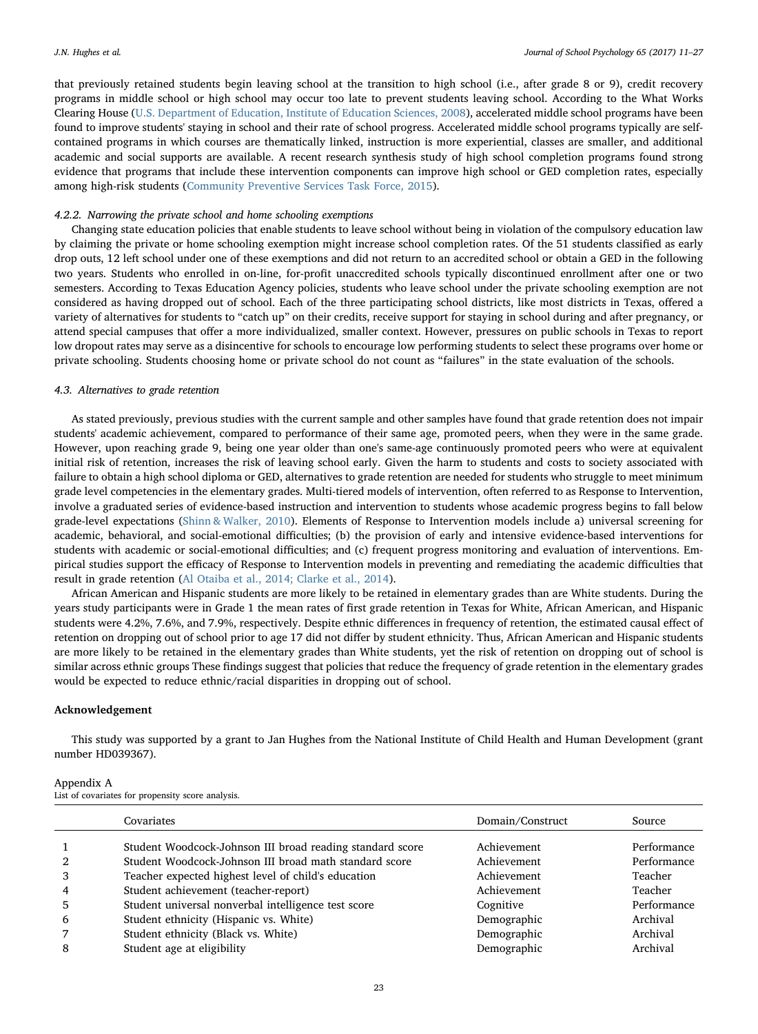that previously retained students begin leaving school at the transition to high school (i.e., after grade 8 or 9), credit recovery programs in middle school or high school may occur too late to prevent students leaving school. According to the What Works Clearing House (U.S. Department of Education, Institute of Education Sciences, 2008), accelerated middle school programs have been found to improve students' staying in school and their rate of school progress. Accelerated middle school programs typically are self-contained programs in which courses are thematically linked, instruction is more experiential, classes are smaller, and additional academic and social supports are available. A recent research synthesis study of high school completion programs found strong evidence that programs that include these intervention components can improve high school or GED completion rates, especially among high-risk students (Community Preventive Services Task Force, 2015).

#### *4.2.2. Narrowing the private school and home schooling exemptions*

Changing state education policies that enable students to leave school without being in violation of the compulsory education law by claiming the private or home schooling exemption might increase school completion rates. Of the 51 students classified as early drop outs, 12 left school under one of these exemptions and did not return to an accredited school or obtain a GED in the following two years. Students who enrolled in on-line, for-profit unaccredited schools typically discontinued enrollment after one or two semesters. According to Texas Education Agency policies, students who leave school under the private schooling exemption are not considered as having dropped out of school. Each of the three participating school districts, like most districts in Texas, offered a variety of alternatives for students to "catch up" on their credits, receive support for staying in school during and after pregnancy, or attend special campuses that offer a more individualized, smaller context. However, pressures on public schools in Texas to report low dropout rates may serve as a disincentive for schools to encourage low performing students to select these programs over home or private schooling. Students choosing home or private school do not count as "failures" in the state evaluation of the schools.

### *4.3. Alternatives to grade retention*

As stated previously, previous studies with the current sample and other samples have found that grade retention does not impair students' academic achievement, compared to performance of their same age, promoted peers, when they were in the same grade. However, upon reaching grade 9, being one year older than one's same-age continuously promoted peers who were at equivalent initial risk of retention, increases the risk of leaving school early. Given the harm to students and costs to society associated with failure to obtain a high school diploma or GED, alternatives to grade retention are needed for students who struggle to meet minimum grade level competencies in the elementary grades. Multi-tiered models of intervention, often referred to as Response to Intervention, involve a graduated series of evidence-based instruction and intervention to students whose academic progress begins to fall below grade-level expectations (Shinn & Walker, 2010). Elements of Response to Intervention models include a) universal screening for academic, behavioral, and social-emotional difficulties; (b) the provision of early and intensive evidence-based interventions for students with academic or social-emotional difficulties; and (c) frequent progress monitoring and evaluation of interventions. Empirical studies support the efficacy of Response to Intervention models in preventing and remediating the academic difficulties that result in grade retention (Al Otaiba et al., 2014; Clarke et al., 2014).

African American and Hispanic students are more likely to be retained in elementary grades than are White students. During the years study participants were in Grade 1 the mean rates of first grade retention in Texas for White, African American, and Hispanic students were 4.2%, 7.6%, and 7.9%, respectively. Despite ethnic differences in frequency of retention, the estimated causal effect of retention on dropping out of school prior to age 17 did not differ by student ethnicity. Thus, African American and Hispanic students are more likely to be retained in the elementary grades than White students, yet the risk of retention on dropping out of school is similar across ethnic groups These findings suggest that policies that reduce the frequency of grade retention in the elementary grades would be expected to reduce ethnic/racial disparities in dropping out of school.

## Acknowledgement

This study was supported by a grant to Jan Hughes from the National Institute of Child Health and Human Development (grant number HD039367).

Appendix A
List of covariates for propensity score analysis.

| | Covariates | Domain/Construct | Source |
|---|---|---|---|
| 1 | Student Woodcock-Johnson III broad reading standard score | Achievement | Performance |
| 2 | Student Woodcock-Johnson III broad math standard score | Achievement | Performance |
| 3 | Teacher expected highest level of child's education | Achievement | Teacher |
| 4 | Student achievement (teacher-report) | Achievement | Teacher |
| 5 | Student universal nonverbal intelligence test score | Cognitive | Performance |
| 6 | Student ethnicity (Hispanic vs. White) | Demographic | Archival |
| 7 | Student ethnicity (Black vs. White) | Demographic | Archival |
| 8 | Student age at eligibility | Demographic | Archival |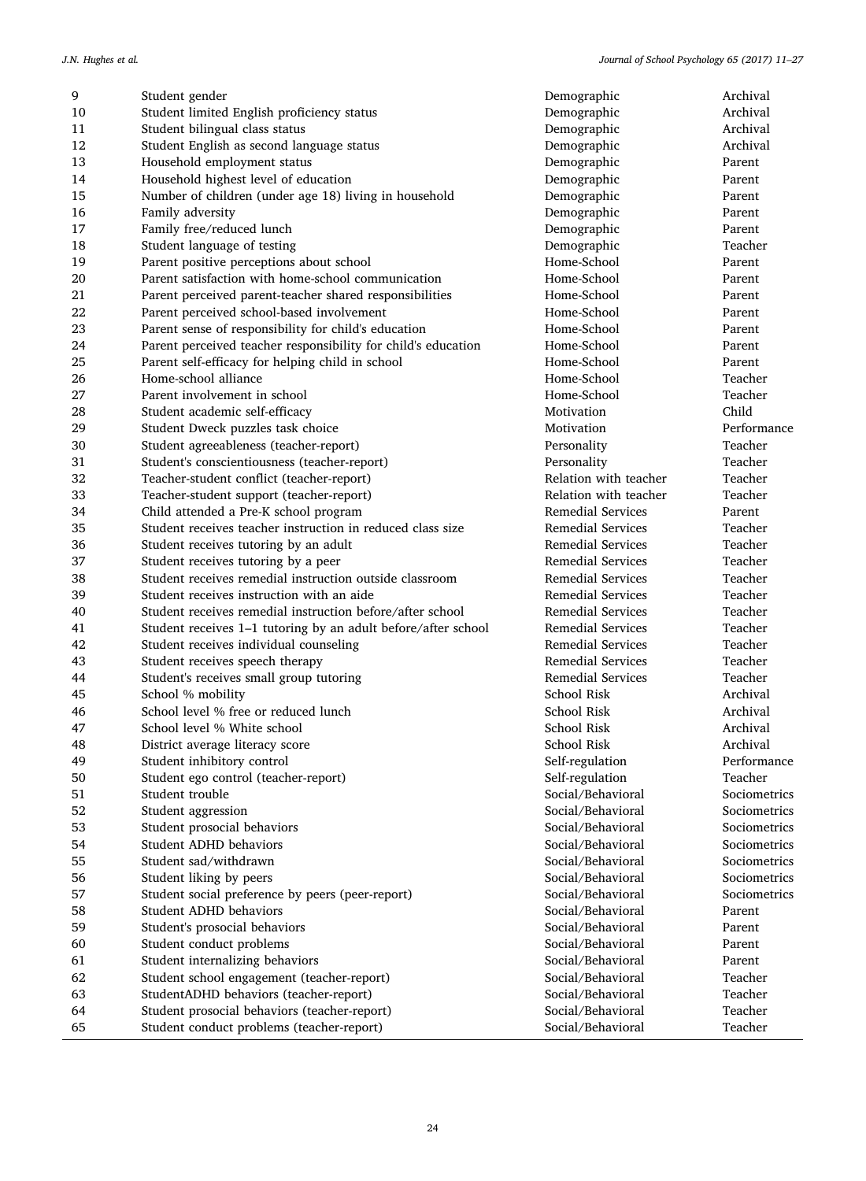| | | | |
|---|---|---|---|
| 9 | Student gender | Demographic | Archival |
| 10 | Student limited English proficiency status | Demographic | Archival |
| 11 | Student bilingual class status | Demographic | Archival |
| 12 | Student English as second language status | Demographic | Archival |
| 13 | Household employment status | Demographic | Parent |
| 14 | Household highest level of education | Demographic | Parent |
| 15 | Number of children (under age 18) living in household | Demographic | Parent |
| 16 | Family adversity | Demographic | Parent |
| 17 | Family free/reduced lunch | Demographic | Parent |
| 18 | Student language of testing | Demographic | Teacher |
| 19 | Parent positive perceptions about school | Home-School | Parent |
| 20 | Parent satisfaction with home-school communication | Home-School | Parent |
| 21 | Parent perceived parent-teacher shared responsibilities | Home-School | Parent |
| 22 | Parent perceived school-based involvement | Home-School | Parent |
| 23 | Parent sense of responsibility for child's education | Home-School | Parent |
| 24 | Parent perceived teacher responsibility for child's education | Home-School | Parent |
| 25 | Parent self-efficacy for helping child in school | Home-School | Parent |
| 26 | Home-school alliance | Home-School | Teacher |
| 27 | Parent involvement in school | Home-School | Teacher |
| 28 | Student academic self-efficacy | Motivation | Child |
| 29 | Student Dweck puzzles task choice | Motivation | Performance |
| 30 | Student agreeableness (teacher-report) | Personality | Teacher |
| 31 | Student's conscientiousness (teacher-report) | Personality | Teacher |
| 32 | Teacher-student conflict (teacher-report) | Relation with teacher | Teacher |
| 33 | Teacher-student support (teacher-report) | Relation with teacher | Teacher |
| 34 | Child attended a Pre-K school program | Remedial Services | Parent |
| 35 | Student receives teacher instruction in reduced class size | Remedial Services | Teacher |
| 36 | Student receives tutoring by an adult | Remedial Services | Teacher |
| 37 | Student receives tutoring by a peer | Remedial Services | Teacher |
| 38 | Student receives remedial instruction outside classroom | Remedial Services | Teacher |
| 39 | Student receives instruction with an aide | Remedial Services | Teacher |
| 40 | Student receives remedial instruction before/after school | Remedial Services | Teacher |
| 41 | Student receives 1–1 tutoring by an adult before/after school | Remedial Services | Teacher |
| 42 | Student receives individual counseling | Remedial Services | Teacher |
| 43 | Student receives speech therapy | Remedial Services | Teacher |
| 44 | Student's receives small group tutoring | Remedial Services | Teacher |
| 45 | School % mobility | School Risk | Archival |
| 46 | School level % free or reduced lunch | School Risk | Archival |
| 47 | School level % White school | School Risk | Archival |
| 48 | District average literacy score | School Risk | Archival |
| 49 | Student inhibitory control | Self-regulation | Performance |
| 50 | Student ego control (teacher-report) | Self-regulation | Teacher |
| 51 | Student trouble | Social/Behavioral | Sociometrics |
| 52 | Student aggression | Social/Behavioral | Sociometrics |
| 53 | Student prosocial behaviors | Social/Behavioral | Sociometrics |
| 54 | Student ADHD behaviors | Social/Behavioral | Sociometrics |
| 55 | Student sad/withdrawn | Social/Behavioral | Sociometrics |
| 56 | Student liking by peers | Social/Behavioral | Sociometrics |
| 57 | Student social preference by peers (peer-report) | Social/Behavioral | Sociometrics |
| 58 | Student ADHD behaviors | Social/Behavioral | Parent |
| 59 | Student's prosocial behaviors | Social/Behavioral | Parent |
| 60 | Student conduct problems | Social/Behavioral | Parent |
| 61 | Student internalizing behaviors | Social/Behavioral | Parent |
| 62 | Student school engagement (teacher-report) | Social/Behavioral | Teacher |
| 63 | StudentADHD behaviors (teacher-report) | Social/Behavioral | Teacher |
| 64 | Student prosocial behaviors (teacher-report) | Social/Behavioral | Teacher |
| 65 | Student conduct problems (teacher-report) | Social/Behavioral | Teacher |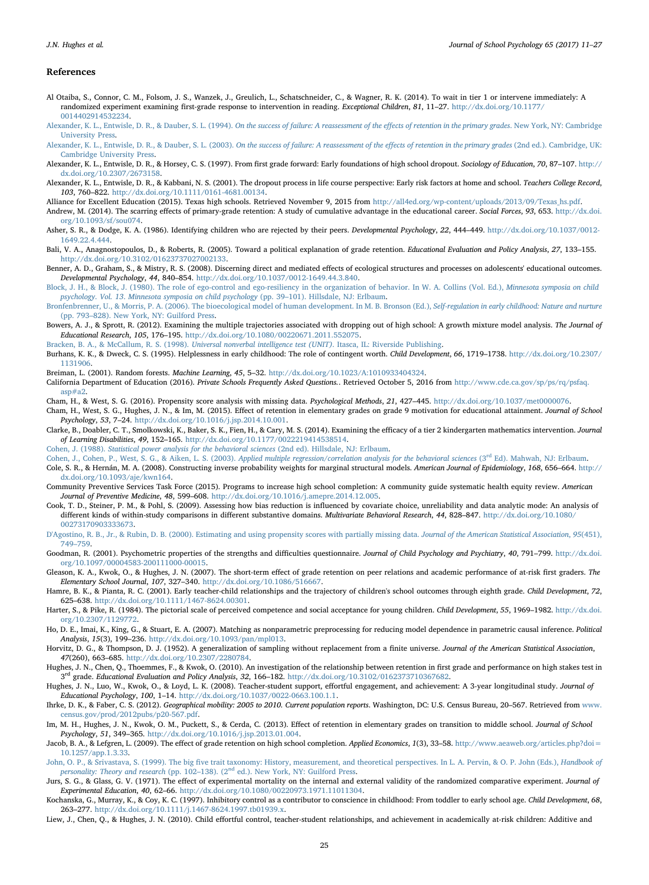## References

Al Otaiba, S., Connor, C. M., Folsom, J. S., Wanzek, J., Greulich, L., Schatschneider, C., & Wagner, R. K. (2014). To wait in tier 1 or intervene immediately: A randomized experiment examining first-grade response to intervention in reading. *Exceptional Children*, *81*, 11–27. http://dx.doi.org/10.1177/0014402914532234.

Alexander, K. L., Entwisle, D. R., & Dauber, S. L. (1994). *On the success of failure: A reassessment of the effects of retention in the primary grades*. New York, NY: Cambridge University Press.

Alexander, K. L., Entwisle, D. R., & Dauber, S. L. (2003). *On the success of failure: A reassessment of the effects of retention in the primary grades* (2nd ed.). Cambridge, UK: Cambridge University Press.

Alexander, K. L., Entwisle, D. R., & Horsey, C. S. (1997). From first grade forward: Early foundations of high school dropout. *Sociology of Education*, *70*, 87–107. http://dx.doi.org/10.2307/2673158.

Alexander, K. L., Entwisle, D. R., & Kabbani, N. S. (2001). The dropout process in life course perspective: Early risk factors at home and school. *Teachers College Record*, *103*, 760–822. http://dx.doi.org/10.1111/0161-4681.00134.

Alliance for Excellent Education (2015). Texas high schools. Retrieved November 9, 2015 from http://all4ed.org/wp-content/uploads/2013/09/Texas_hs.pdf.

Andrew, M. (2014). The scarring effects of primary-grade retention: A study of cumulative advantage in the educational career. *Social Forces*, *93*, 653. http://dx.doi.org/10.1093/sf/sou074.

Asher, S. R., & Dodge, K. A. (1986). Identifying children who are rejected by their peers. *Developmental Psychology*, *22*, 444–449. http://dx.doi.org/10.1037/0012-1649.22.4.444.

Bali, V. A., Anagnostopoulos, D., & Roberts, R. (2005). Toward a political explanation of grade retention. *Educational Evaluation and Policy Analysis*, *27*, 133–155. http://dx.doi.org/10.3102/01623737027002133.

Benner, A. D., Graham, S., & Mistry, R. S. (2008). Discerning direct and mediated effects of ecological structures and processes on adolescents' educational outcomes. *Developmental Psychology*, *44*, 840–854. http://dx.doi.org/10.1037/0012-1649.44.3.840.

Block, J. H., & Block, J. (1980). The role of ego-control and ego-resiliency in the organization of behavior. In W. A. Collins (Vol. Ed.), *Minnesota symposia on child psychology. Vol. 13. Minnesota symposia on child psychology* (pp. 39–101). Hillsdale, NJ: Erlbaum.

Bronfenbrenner, U., & Morris, P. A. (2006). The bioecological model of human development. In M. B. Bronson (Ed.), *Self-regulation in early childhood: Nature and nurture* (pp. 793–828). New York, NY: Guilford Press.

Bowers, A. J., & Sprott, R. (2012). Examining the multiple trajectories associated with dropping out of high school: A growth mixture model analysis. *The Journal of Educational Research*, *105*, 176–195. http://dx.doi.org/10.1080/00220671.2011.552075.

Bracken, B. A., & McCallum, R. S. (1998). *Universal nonverbal intelligence test (UNIT)*. Itasca, IL: Riverside Publishing.

Burhans, K. K., & Dweck, C. S. (1995). Helplessness in early childhood: The role of contingent worth. *Child Development*, *66*, 1719–1738. http://dx.doi.org/10.2307/1131906.

Breiman, L. (2001). Random forests. *Machine Learning*, *45*, 5–32. http://dx.doi.org/10.1023/A:1010933404324.

California Department of Education (2016). *Private Schools Frequently Asked Questions.*. Retrieved October 5, 2016 from http://www.cde.ca.gov/sp/ps/rq/psfaq.asp#a2.

Cham, H., & West, S. G. (2016). Propensity score analysis with missing data. *Psychological Methods*, *21*, 427–445. http://dx.doi.org/10.1037/met0000076.

Cham, H., West, S. G., Hughes, J. N., & Im, M. (2015). Effect of retention in elementary grades on grade 9 motivation for educational attainment. *Journal of School Psychology*, *53*, 7–24. http://dx.doi.org/10.1016/j.jsp.2014.10.001.

Clarke, B., Doabler, C. T., Smolkowski, K., Baker, S. K., Fien, H., & Cary, M. S. (2014). Examining the efficacy of a tier 2 kindergarten mathematics intervention. *Journal of Learning Disabilities*, *49*, 152–165. http://dx.doi.org/10.1177/0022219414538514.

Cohen, J. (1988). *Statistical power analysis for the behavioral sciences* (2nd ed). Hillsdale, NJ: Erlbaum.

Cohen, J., Cohen, P., West, S. G., & Aiken, L. S. (2003). *Applied multiple regression/correlation analysis for the behavioral sciences* (3rd Ed). Mahwah, NJ: Erlbaum.

Cole, S. R., & Hernán, M. A. (2008). Constructing inverse probability weights for marginal structural models. *American Journal of Epidemiology*, *168*, 656–664. http://dx.doi.org/10.1093/aje/kwn164.

Community Preventive Services Task Force (2015). Programs to increase high school completion: A community guide systematic health equity review. *American Journal of Preventive Medicine*, *48*, 599–608. http://dx.doi.org/10.1016/j.amepre.2014.12.005.

Cook, T. D., Steiner, P. M., & Pohl, S. (2009). Assessing how bias reduction is influenced by covariate choice, unreliability and data analytic mode: An analysis of different kinds of within-study comparisons in different substantive domains. *Multivariate Behavioral Research*, *44*, 828–847. http://dx.doi.org/10.1080/00273170903333673.

D'Agostino, R. B., Jr., & Rubin, D. B. (2000). Estimating and using propensity scores with partially missing data. *Journal of the American Statistical Association*, *95*(451), 749–759.

Goodman, R. (2001). Psychometric properties of the strengths and difficulties questionnaire. *Journal of Child Psychology and Psychiatry*, *40*, 791–799. http://dx.doi.org/10.1097/00004583-200111000-00015.

Gleason, K. A., Kwok, O., & Hughes, J. N. (2007). The short-term effect of grade retention on peer relations and academic performance of at-risk first graders. *The Elementary School Journal*, *107*, 327–340. http://dx.doi.org/10.1086/516667.

Hamre, B. K., & Pianta, R. C. (2001). Early teacher-child relationships and the trajectory of children's school outcomes through eighth grade. *Child Development*, *72*, 625–638. http://dx.doi.org/10.1111/1467-8624.00301.

Harter, S., & Pike, R. (1984). The pictorial scale of perceived competence and social acceptance for young children. *Child Development*, *55*, 1969–1982. http://dx.doi.org/10.2307/1129772.

Ho, D. E., Imai, K., King, G., & Stuart, E. A. (2007). Matching as nonparametric preprocessing for reducing model dependence in parametric causal inference. *Political Analysis*, *15*(3), 199–236. http://dx.doi.org/10.1093/pan/mpl013.

Horvitz, D. G., & Thompson, D. J. (1952). A generalization of sampling without replacement from a finite universe. *Journal of the American Statistical Association*, *47*(260), 663–685. http://dx.doi.org/10.2307/2280784.

Hughes, J. N., Chen, Q., Thoemmes, F., & Kwok, O. (2010). An investigation of the relationship between retention in first grade and performance on high stakes test in 3rd grade. *Educational Evaluation and Policy Analysis*, *32*, 166–182. http://dx.doi.org/10.3102/0162373710367682.

Hughes, J. N., Luo, W., Kwok, O., & Loyd, L. K. (2008). Teacher-student support, effortful engagement, and achievement: A 3-year longitudinal study. *Journal of Educational Psychology*, *100*, 1–14. http://dx.doi.org/10.1037/0022-0663.100.1.1.

Ihrke, D. K., & Faber, C. S. (2012). *Geographical mobility: 2005 to 2010. Current population reports*. Washington, DC: U.S. Census Bureau, 20–567. Retrieved from www.census.gov/prod/2012pubs/p20-567.pdf.

Im, M. H., Hughes, J. N., Kwok, O. M., Puckett, S., & Cerda, C. (2013). Effect of retention in elementary grades on transition to middle school. *Journal of School Psychology*, *51*, 349–365. http://dx.doi.org/10.1016/j.jsp.2013.01.004.

Jacob, B. A., & Lefgren, L. (2009). The effect of grade retention on high school completion. *Applied Economics*, *1*(3), 33–58. http://www.aeaweb.org/articles.php?doi=10.1257/app.1.3.33.

John, O. P., & Srivastava, S. (1999). The big five trait taxonomy: History, measurement, and theoretical perspectives. In L. A. Pervin, & O. P. John (Eds.), *Handbook of personality: Theory and research* (pp. 102–138). (2nd ed.). New York, NY: Guilford Press.

Jurs, S. G., & Glass, G. V. (1971). The effect of experimental mortality on the internal and external validity of the randomized comparative experiment. *Journal of Experimental Education*, *40*, 62–66. http://dx.doi.org/10.1080/00220973.1971.11011304.

Kochanska, G., Murray, K., & Coy, K. C. (1997). Inhibitory control as a contributor to conscience in childhood: From toddler to early school age. *Child Development*, *68*, 263–277. http://dx.doi.org/10.1111/j.1467-8624.1997.tb01939.x.

Liew, J., Chen, Q., & Hughes, J. N. (2010). Child effortful control, teacher-student relationships, and achievement in academically at-risk children: Additive and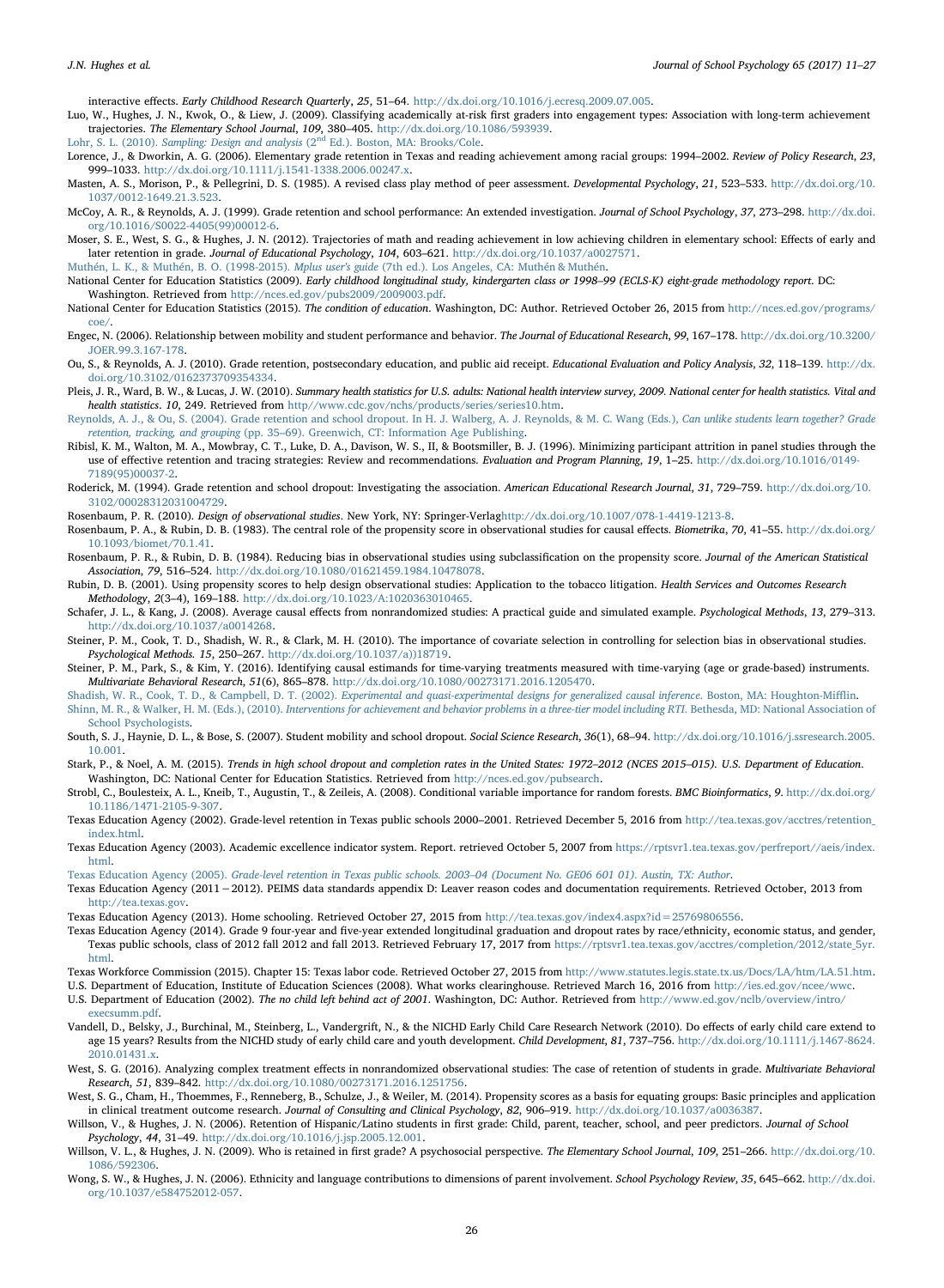interactive effects. *Early Childhood Research Quarterly*, *25*, 51–64. http://dx.doi.org/10.1016/j.ecresq.2009.07.005.

Luo, W., Hughes, J. N., Kwok, O., & Liew, J. (2009). Classifying academically at-risk first graders into engagement types: Association with long-term achievement trajectories. *The Elementary School Journal*, *109*, 380–405. http://dx.doi.org/10.1086/593939.

Lohr, S. L. (2010). *Sampling: Design and analysis* (2nd Ed.). Boston, MA: Brooks/Cole.

Lorence, J., & Dworkin, A. G. (2006). Elementary grade retention in Texas and reading achievement among racial groups: 1994–2002. *Review of Policy Research*, *23*, 999–1033. http://dx.doi.org/10.1111/j.1541-1338.2006.00247.x.

Masten, A. S., Morison, P., & Pellegrini, D. S. (1985). A revised class play method of peer assessment. *Developmental Psychology*, *21*, 523–533. http://dx.doi.org/10.1037/0012-1649.21.3.523.

McCoy, A. R., & Reynolds, A. J. (1999). Grade retention and school performance: An extended investigation. *Journal of School Psychology*, *37*, 273–298. http://dx.doi.org/10.1016/S0022-4405(99)00012-6.

Moser, S. E., West, S. G., & Hughes, J. N. (2012). Trajectories of math and reading achievement in low achieving children in elementary school: Effects of early and later retention in grade. *Journal of Educational Psychology*, *104*, 603–621. http://dx.doi.org/10.1037/a0027571.

Muthén, L. K., & Muthén, B. O. (1998-2015). *Mplus user's guide* (7th ed.). Los Angeles, CA: Muthén & Muthén.

National Center for Education Statistics (2009). *Early childhood longitudinal study, kindergarten class or 1998–99 (ECLS-K) eight-grade methodology report*. DC: Washington. Retrieved from http://nces.ed.gov/pubs2009/2009003.pdf.

National Center for Education Statistics (2015). *The condition of education*. Washington, DC: Author. Retrieved October 26, 2015 from http://nces.ed.gov/programs/coe/.

Engec, N. (2006). Relationship between mobility and student performance and behavior. *The Journal of Educational Research*, *99*, 167–178. http://dx.doi.org/10.3200/JOER.99.3.167-178.

Ou, S., & Reynolds, A. J. (2010). Grade retention, postsecondary education, and public aid receipt. *Educational Evaluation and Policy Analysis*, *32*, 118–139. http://dx.doi.org/10.3102/0162373709354334.

Pleis, J. R., Ward, B. W., & Lucas, J. W. (2010). *Summary health statistics for U.S. adults: National health interview survey, 2009. National center for health statistics. Vital and health statistics*. *10*, 249. Retrieved from http//www.cdc.gov/nchs/products/series/series10.htm.

Reynolds, A. J., & Ou, S. (2004). Grade retention and school dropout. In H. J. Walberg, A. J. Reynolds, & M. C. Wang (Eds.), *Can unlike students learn together? Grade retention, tracking, and grouping* (pp. 35–69). Greenwich, CT: Information Age Publishing.

Ribisl, K. M., Walton, M. A., Mowbray, C. T., Luke, D. A., Davison, W. S., II, & Bootsmiller, B. J. (1996). Minimizing participant attrition in panel studies through the use of effective retention and tracing strategies: Review and recommendations. *Evaluation and Program Planning*, *19*, 1–25. http://dx.doi.org/10.1016/0149-7189(95)00037-2.

Roderick, M. (1994). Grade retention and school dropout: Investigating the association. *American Educational Research Journal*, *31*, 729–759. http://dx.doi.org/10.3102/00028312031004729.

Rosenbaum, P. R. (2010). *Design of observational studies*. New York, NY: Springer-Verlaghttp://dx.doi.org/10.1007/078-1-4419-1213-8.

Rosenbaum, P. A., & Rubin, D. B. (1983). The central role of the propensity score in observational studies for causal effects. *Biometrika*, *70*, 41–55. http://dx.doi.org/10.1093/biomet/70.1.41.

Rosenbaum, P. R., & Rubin, D. B. (1984). Reducing bias in observational studies using subclassification on the propensity score. *Journal of the American Statistical Association*, *79*, 516–524. http://dx.doi.org/10.1080/01621459.1984.10478078.

Rubin, D. B. (2001). Using propensity scores to help design observational studies: Application to the tobacco litigation. *Health Services and Outcomes Research Methodology*, *2*(3–4), 169–188. http://dx.doi.org/10.1023/A:1020363010465.

Schafer, J. L., & Kang, J. (2008). Average causal effects from nonrandomized studies: A practical guide and simulated example. *Psychological Methods*, *13*, 279–313. http://dx.doi.org/10.1037/a0014268.

Steiner, P. M., Cook, T. D., Shadish, W. R., & Clark, M. H. (2010). The importance of covariate selection in controlling for selection bias in observational studies. *Psychological Methods. 15*, 250–267. http://dx.doi.org/10.1037/a))18719.

Steiner, P. M., Park, S., & Kim, Y. (2016). Identifying causal estimands for time-varying treatments measured with time-varying (age or grade-based) instruments. *Multivariate Behavioral Research*, *51*(6), 865–878. http://dx.doi.org/10.1080/00273171.2016.1205470.

Shadish, W. R., Cook, T. D., & Campbell, D. T. (2002). *Experimental and quasi-experimental designs for generalized causal inference*. Boston, MA: Houghton-Mifflin.

Shinn, M. R., & Walker, H. M. (Eds.), (2010). *Interventions for achievement and behavior problems in a three-tier model including RTI*. Bethesda, MD: National Association of School Psychologists.

South, S. J., Haynie, D. L., & Bose, S. (2007). Student mobility and school dropout. *Social Science Research*, *36*(1), 68–94. http://dx.doi.org/10.1016/j.ssresearch.2005.10.001.

Stark, P., & Noel, A. M. (2015). *Trends in high school dropout and completion rates in the United States: 1972–2012 (NCES 2015–015)*. *U.S. Department of Education*. Washington, DC: National Center for Education Statistics. Retrieved from http://nces.ed.gov/pubsearch.

Strobl, C., Boulesteix, A. L., Kneib, T., Augustin, T., & Zeileis, A. (2008). Conditional variable importance for random forests. *BMC Bioinformatics*, *9*. http://dx.doi.org/10.1186/1471-2105-9-307.

Texas Education Agency (2002). Grade-level retention in Texas public schools 2000–2001. Retrieved December 5, 2016 from http://tea.texas.gov/acctres/retention_index.html.

Texas Education Agency (2003). Academic excellence indicator system. Report. retrieved October 5, 2007 from https://rptsvr1.tea.texas.gov/perfreport//aeis/index.html.

Texas Education Agency (2005). *Grade-level retention in Texas public schools. 2003–04 (Document No. GE06 601 01). Austin, TX: Author*.

Texas Education Agency (2011 − 2012). PEIMS data standards appendix D: Leaver reason codes and documentation requirements. Retrieved October, 2013 from http://tea.texas.gov.

Texas Education Agency (2013). Home schooling. Retrieved October 27, 2015 from http://tea.texas.gov/index4.aspx?id=25769806556.

Texas Education Agency (2014). Grade 9 four-year and five-year extended longitudinal graduation and dropout rates by race/ethnicity, economic status, and gender, Texas public schools, class of 2012 fall 2012 and fall 2013. Retrieved February 17, 2017 from https://rptsvr1.tea.texas.gov/acctres/completion/2012/state_5yr.html.

Texas Workforce Commission (2015). Chapter 15: Texas labor code. Retrieved October 27, 2015 from http://www.statutes.legis.state.tx.us/Docs/LA/htm/LA.51.htm.

U.S. Department of Education, Institute of Education Sciences (2008). What works clearinghouse. Retrieved March 16, 2016 from http://ies.ed.gov/ncee/wwc.

U.S. Department of Education (2002). *The no child left behind act of 2001*. Washington, DC: Author. Retrieved from http://www.ed.gov/nclb/overview/intro/execsumm.pdf.

Vandell, D., Belsky, J., Burchinal, M., Steinberg, L., Vandergrift, N., & the NICHD Early Child Care Research Network (2010). Do effects of early child care extend to age 15 years? Results from the NICHD study of early child care and youth development. *Child Development*, *81*, 737–756. http://dx.doi.org/10.1111/j.1467-8624.2010.01431.x.

West, S. G. (2016). Analyzing complex treatment effects in nonrandomized observational studies: The case of retention of students in grade. *Multivariate Behavioral Research*, *51*, 839–842. http://dx.doi.org/10.1080/00273171.2016.1251756.

West, S. G., Cham, H., Thoemmes, F., Renneberg, B., Schulze, J., & Weiler, M. (2014). Propensity scores as a basis for equating groups: Basic principles and application in clinical treatment outcome research. *Journal of Consulting and Clinical Psychology*, *82*, 906–919. http://dx.doi.org/10.1037/a0036387.

Willson, V., & Hughes, J. N. (2006). Retention of Hispanic/Latino students in first grade: Child, parent, teacher, school, and peer predictors. *Journal of School Psychology*, *44*, 31–49. http://dx.doi.org/10.1016/j.jsp.2005.12.001.

Willson, V. L., & Hughes, J. N. (2009). Who is retained in first grade? A psychosocial perspective. *The Elementary School Journal*, *109*, 251–266. http://dx.doi.org/10.1086/592306.

Wong, S. W., & Hughes, J. N. (2006). Ethnicity and language contributions to dimensions of parent involvement. *School Psychology Review*, *35*, 645–662. http://dx.doi.org/10.1037/e584752012-057.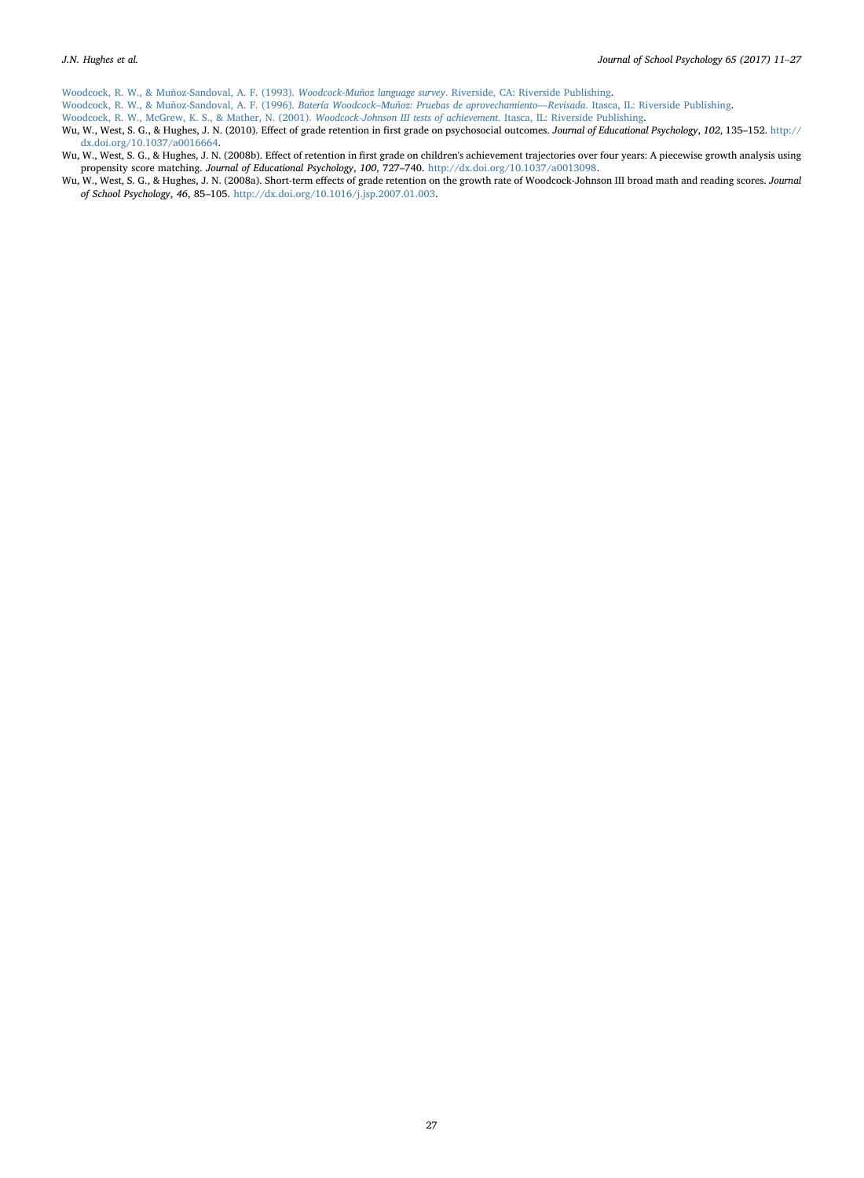Woodcock, R. W., & Muñoz-Sandoval, A. F. (1993). *Woodcock-Muñoz language survey*. Riverside, CA: Riverside Publishing.

Woodcock, R. W., & Muñoz-Sandoval, A. F. (1996). *Batería Woodcock–Muñoz: Pruebas de aprovechamiento—Revisada.* Itasca, IL: Riverside Publishing.

Woodcock, R. W., McGrew, K. S., & Mather, N. (2001). *Woodcock-Johnson III tests of achievement.* Itasca, IL: Riverside Publishing.

Wu, W., West, S. G., & Hughes, J. N. (2010). Effect of grade retention in first grade on psychosocial outcomes. *Journal of Educational Psychology*, *102*, 135–152. http://dx.doi.org/10.1037/a0016664.

Wu, W., West, S. G., & Hughes, J. N. (2008b). Effect of retention in first grade on children's achievement trajectories over four years: A piecewise growth analysis using propensity score matching. *Journal of Educational Psychology*, *100*, 727–740. http://dx.doi.org/10.1037/a0013098.

Wu, W., West, S. G., & Hughes, J. N. (2008a). Short-term effects of grade retention on the growth rate of Woodcock-Johnson III broad math and reading scores. *Journal of School Psychology*, *46*, 85–105. http://dx.doi.org/10.1016/j.jsp.2007.01.003.